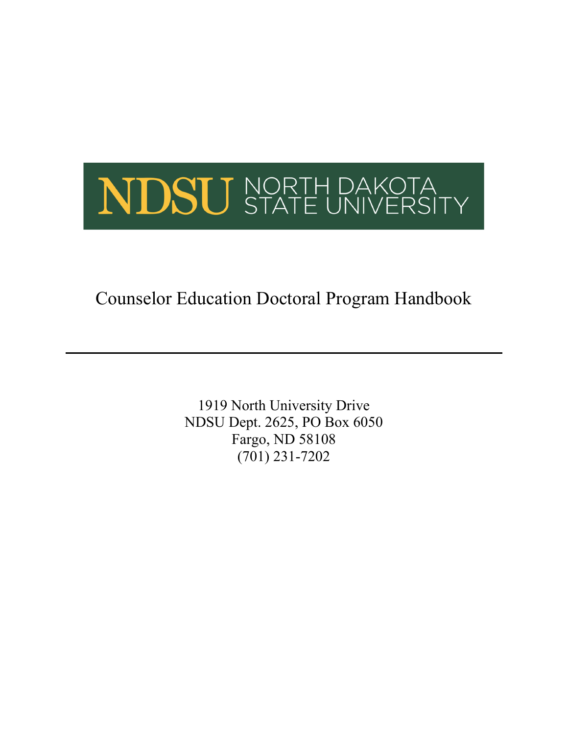NDSU NORTH DAKOTA STATE UNIVERSITY

# Counselor Education Doctoral Program Handbook

---

1919 North University Drive
NDSU Dept. 2625, PO Box 6050
Fargo, ND 58108
(701) 231-7202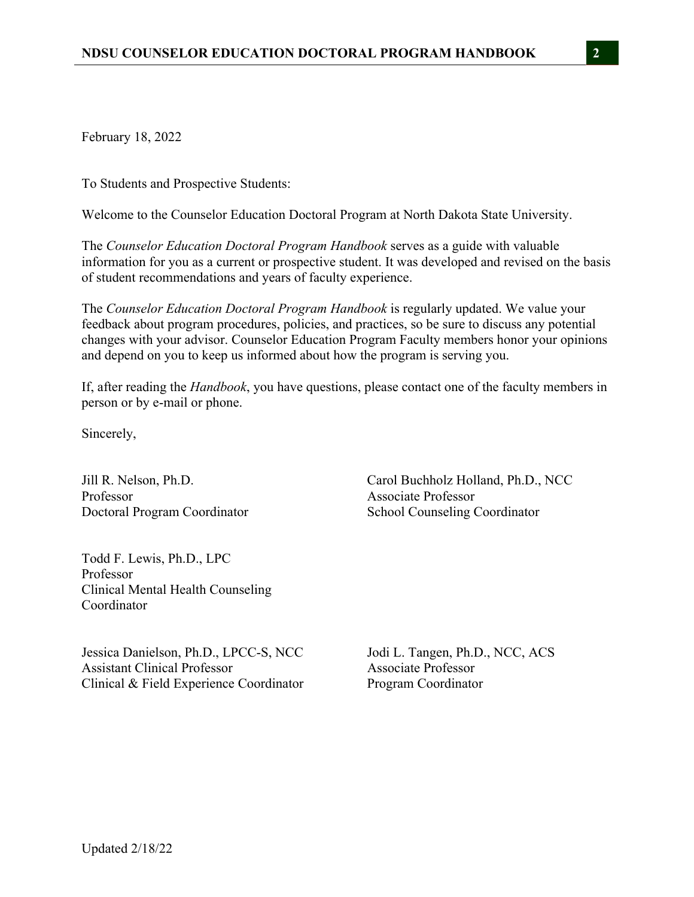February 18, 2022

To Students and Prospective Students:

Welcome to the Counselor Education Doctoral Program at North Dakota State University.

The *Counselor Education Doctoral Program Handbook* serves as a guide with valuable information for you as a current or prospective student. It was developed and revised on the basis of student recommendations and years of faculty experience.

The *Counselor Education Doctoral Program Handbook* is regularly updated. We value your feedback about program procedures, policies, and practices, so be sure to discuss any potential changes with your advisor. Counselor Education Program Faculty members honor your opinions and depend on you to keep us informed about how the program is serving you.

If, after reading the *Handbook*, you have questions, please contact one of the faculty members in person or by e-mail or phone.

Sincerely,

Jill R. Nelson, Ph.D.  
Professor  
Doctoral Program Coordinator

Carol Buchholz Holland, Ph.D., NCC  
Associate Professor  
School Counseling Coordinator

Todd F. Lewis, Ph.D., LPC  
Professor  
Clinical Mental Health Counseling Coordinator

Jessica Danielson, Ph.D., LPCC-S, NCC  
Assistant Clinical Professor  
Clinical & Field Experience Coordinator

Jodi L. Tangen, Ph.D., NCC, ACS  
Associate Professor  
Program Coordinator

Updated 2/18/22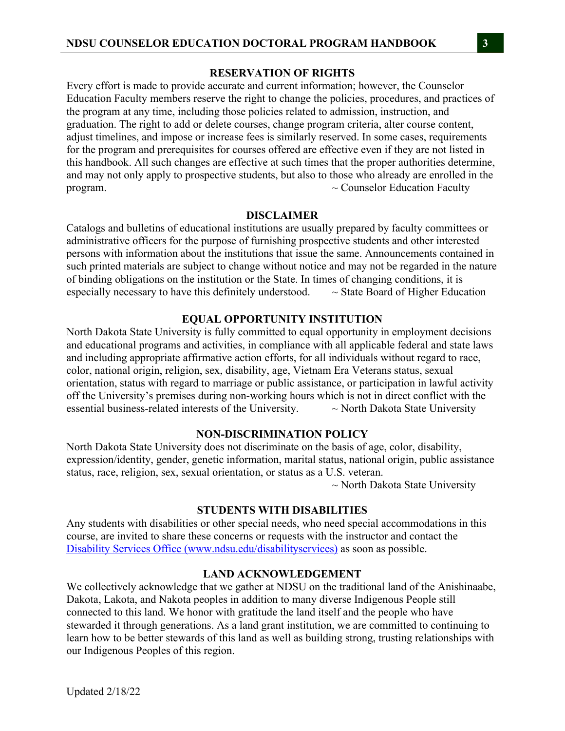## RESERVATION OF RIGHTS

Every effort is made to provide accurate and current information; however, the Counselor Education Faculty members reserve the right to change the policies, procedures, and practices of the program at any time, including those policies related to admission, instruction, and graduation. The right to add or delete courses, change program criteria, alter course content, adjust timelines, and impose or increase fees is similarly reserved. In some cases, requirements for the program and prerequisites for courses offered are effective even if they are not listed in this handbook. All such changes are effective at such times that the proper authorities determine, and may not only apply to prospective students, but also to those who already are enrolled in the program. ~ Counselor Education Faculty

## DISCLAIMER

Catalogs and bulletins of educational institutions are usually prepared by faculty committees or administrative officers for the purpose of furnishing prospective students and other interested persons with information about the institutions that issue the same. Announcements contained in such printed materials are subject to change without notice and may not be regarded in the nature of binding obligations on the institution or the State. In times of changing conditions, it is especially necessary to have this definitely understood. ~ State Board of Higher Education

## EQUAL OPPORTUNITY INSTITUTION

North Dakota State University is fully committed to equal opportunity in employment decisions and educational programs and activities, in compliance with all applicable federal and state laws and including appropriate affirmative action efforts, for all individuals without regard to race, color, national origin, religion, sex, disability, age, Vietnam Era Veterans status, sexual orientation, status with regard to marriage or public assistance, or participation in lawful activity off the University's premises during non-working hours which is not in direct conflict with the essential business-related interests of the University. ~ North Dakota State University

## NON-DISCRIMINATION POLICY

North Dakota State University does not discriminate on the basis of age, color, disability, expression/identity, gender, genetic information, marital status, national origin, public assistance status, race, religion, sex, sexual orientation, or status as a U.S. veteran.

~ North Dakota State University

## STUDENTS WITH DISABILITIES

Any students with disabilities or other special needs, who need special accommodations in this course, are invited to share these concerns or requests with the instructor and contact the [Disability Services Office (www.ndsu.edu/disabilityservices)](http://www.ndsu.edu/disabilityservices) as soon as possible.

## LAND ACKNOWLEDGEMENT

We collectively acknowledge that we gather at NDSU on the traditional land of the Anishinaabe, Dakota, Lakota, and Nakota peoples in addition to many diverse Indigenous People still connected to this land. We honor with gratitude the land itself and the people who have stewarded it through generations. As a land grant institution, we are committed to continuing to learn how to be better stewards of this land as well as building strong, trusting relationships with our Indigenous Peoples of this region.

Updated 2/18/22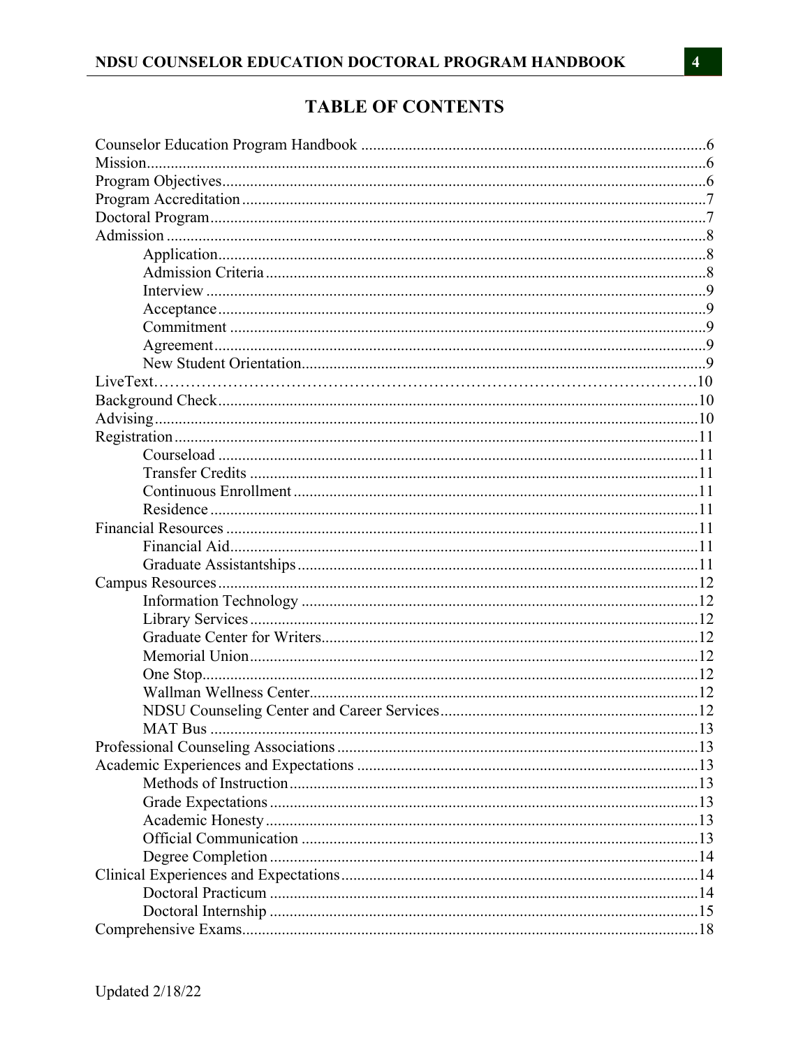# TABLE OF CONTENTS

- Counselor Education Program Handbook ....6
- Mission....6
- Program Objectives....6
- Program Accreditation....7
- Doctoral Program....7
- Admission....8
  - Application....8
  - Admission Criteria....8
  - Interview....9
  - Acceptance....9
  - Commitment....9
  - Agreement....9
  - New Student Orientation....9
- LiveText....10
- Background Check....10
- Advising....10
- Registration....11
  - Courseload....11
  - Transfer Credits....11
  - Continuous Enrollment....11
  - Residence....11
- Financial Resources....11
  - Financial Aid....11
  - Graduate Assistantships....11
- Campus Resources....12
  - Information Technology....12
  - Library Services....12
  - Graduate Center for Writers....12
  - Memorial Union....12
  - One Stop....12
  - Wallman Wellness Center....12
  - NDSU Counseling Center and Career Services....12
  - MAT Bus....13
- Professional Counseling Associations....13
- Academic Experiences and Expectations....13
  - Methods of Instruction....13
  - Grade Expectations....13
  - Academic Honesty....13
  - Official Communication....13
  - Degree Completion....14
- Clinical Experiences and Expectations....14
  - Doctoral Practicum....14
  - Doctoral Internship....15
- Comprehensive Exams....18

Updated 2/18/22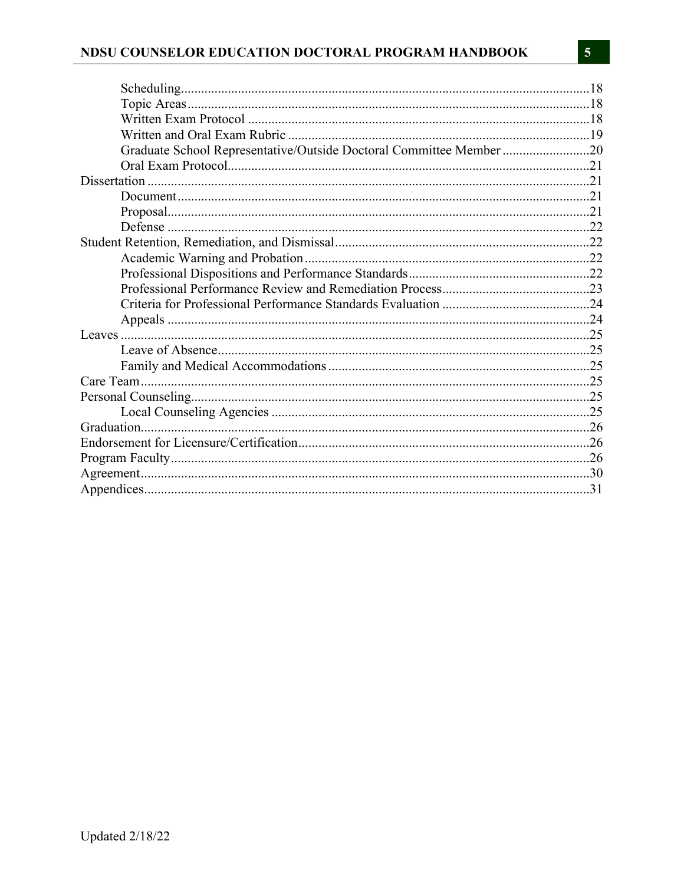- Scheduling....18
- Topic Areas....18
- Written Exam Protocol....18
- Written and Oral Exam Rubric....19
- Graduate School Representative/Outside Doctoral Committee Member....20
- Oral Exam Protocol....21

Dissertation....21

- Document....21
- Proposal....21
- Defense....22

Student Retention, Remediation, and Dismissal....22

- Academic Warning and Probation....22
- Professional Dispositions and Performance Standards....22
- Professional Performance Review and Remediation Process....23
- Criteria for Professional Performance Standards Evaluation....24
- Appeals....24

Leaves....25

- Leave of Absence....25
- Family and Medical Accommodations....25

Care Team....25

Personal Counseling....25

- Local Counseling Agencies....25

Graduation....26

Endorsement for Licensure/Certification....26

Program Faculty....26

Agreement....30

Appendices....31

Updated 2/18/22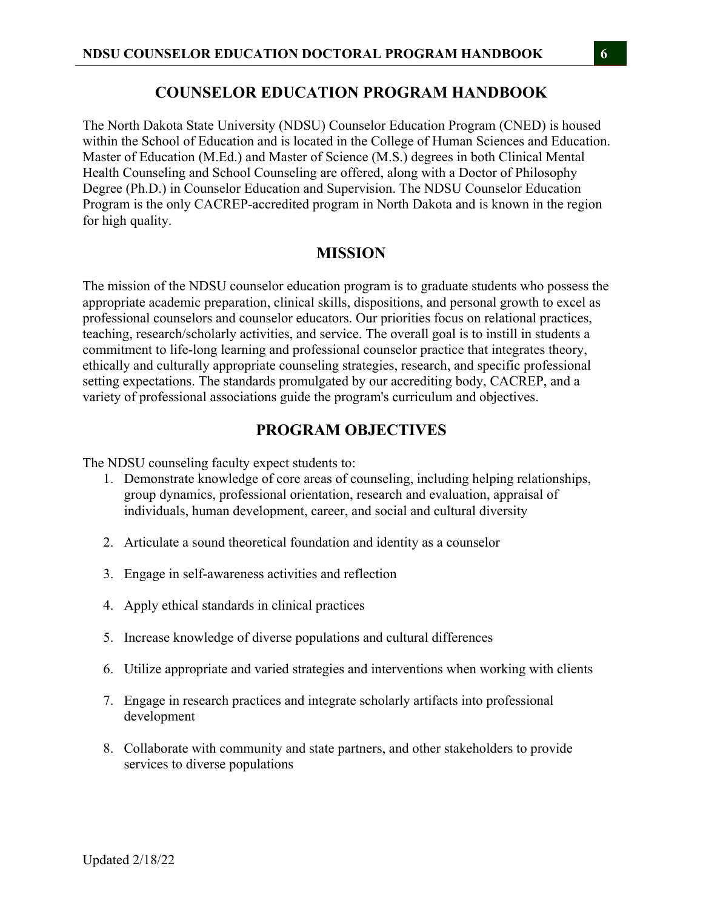# COUNSELOR EDUCATION PROGRAM HANDBOOK

The North Dakota State University (NDSU) Counselor Education Program (CNED) is housed within the School of Education and is located in the College of Human Sciences and Education. Master of Education (M.Ed.) and Master of Science (M.S.) degrees in both Clinical Mental Health Counseling and School Counseling are offered, along with a Doctor of Philosophy Degree (Ph.D.) in Counselor Education and Supervision. The NDSU Counselor Education Program is the only CACREP-accredited program in North Dakota and is known in the region for high quality.

## MISSION

The mission of the NDSU counselor education program is to graduate students who possess the appropriate academic preparation, clinical skills, dispositions, and personal growth to excel as professional counselors and counselor educators. Our priorities focus on relational practices, teaching, research/scholarly activities, and service. The overall goal is to instill in students a commitment to life-long learning and professional counselor practice that integrates theory, ethically and culturally appropriate counseling strategies, research, and specific professional setting expectations. The standards promulgated by our accrediting body, CACREP, and a variety of professional associations guide the program's curriculum and objectives.

## PROGRAM OBJECTIVES

The NDSU counseling faculty expect students to:

1. Demonstrate knowledge of core areas of counseling, including helping relationships, group dynamics, professional orientation, research and evaluation, appraisal of individuals, human development, career, and social and cultural diversity

2. Articulate a sound theoretical foundation and identity as a counselor

3. Engage in self-awareness activities and reflection

4. Apply ethical standards in clinical practices

5. Increase knowledge of diverse populations and cultural differences

6. Utilize appropriate and varied strategies and interventions when working with clients

7. Engage in research practices and integrate scholarly artifacts into professional development

8. Collaborate with community and state partners, and other stakeholders to provide services to diverse populations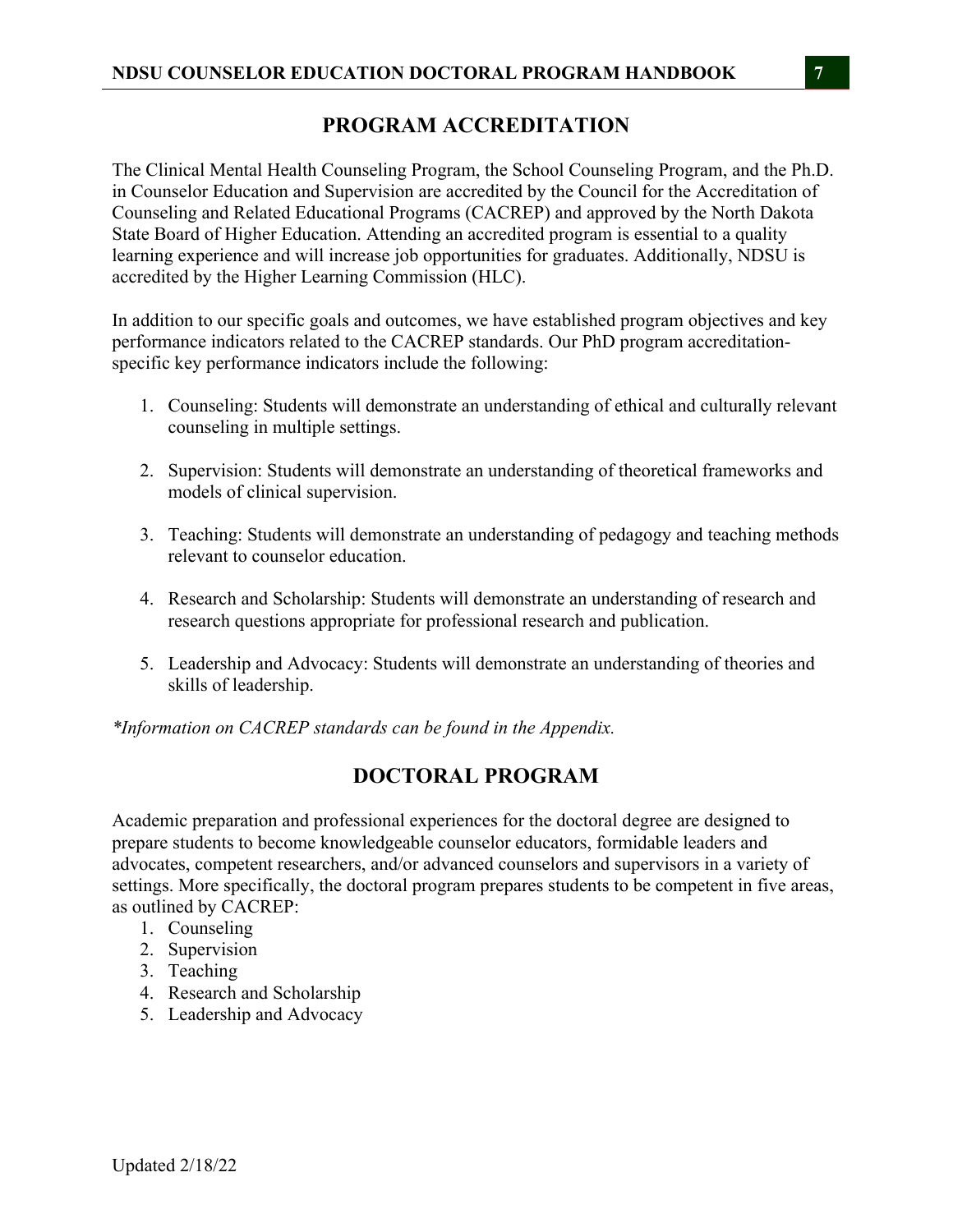## PROGRAM ACCREDITATION

The Clinical Mental Health Counseling Program, the School Counseling Program, and the Ph.D. in Counselor Education and Supervision are accredited by the Council for the Accreditation of Counseling and Related Educational Programs (CACREP) and approved by the North Dakota State Board of Higher Education. Attending an accredited program is essential to a quality learning experience and will increase job opportunities for graduates. Additionally, NDSU is accredited by the Higher Learning Commission (HLC).

In addition to our specific goals and outcomes, we have established program objectives and key performance indicators related to the CACREP standards. Our PhD program accreditation-specific key performance indicators include the following:

1. Counseling: Students will demonstrate an understanding of ethical and culturally relevant counseling in multiple settings.

2. Supervision: Students will demonstrate an understanding of theoretical frameworks and models of clinical supervision.

3. Teaching: Students will demonstrate an understanding of pedagogy and teaching methods relevant to counselor education.

4. Research and Scholarship: Students will demonstrate an understanding of research and research questions appropriate for professional research and publication.

5. Leadership and Advocacy: Students will demonstrate an understanding of theories and skills of leadership.

*\*Information on CACREP standards can be found in the Appendix.*

## DOCTORAL PROGRAM

Academic preparation and professional experiences for the doctoral degree are designed to prepare students to become knowledgeable counselor educators, formidable leaders and advocates, competent researchers, and/or advanced counselors and supervisors in a variety of settings. More specifically, the doctoral program prepares students to be competent in five areas, as outlined by CACREP:

1. Counseling
2. Supervision
3. Teaching
4. Research and Scholarship
5. Leadership and Advocacy

Updated 2/18/22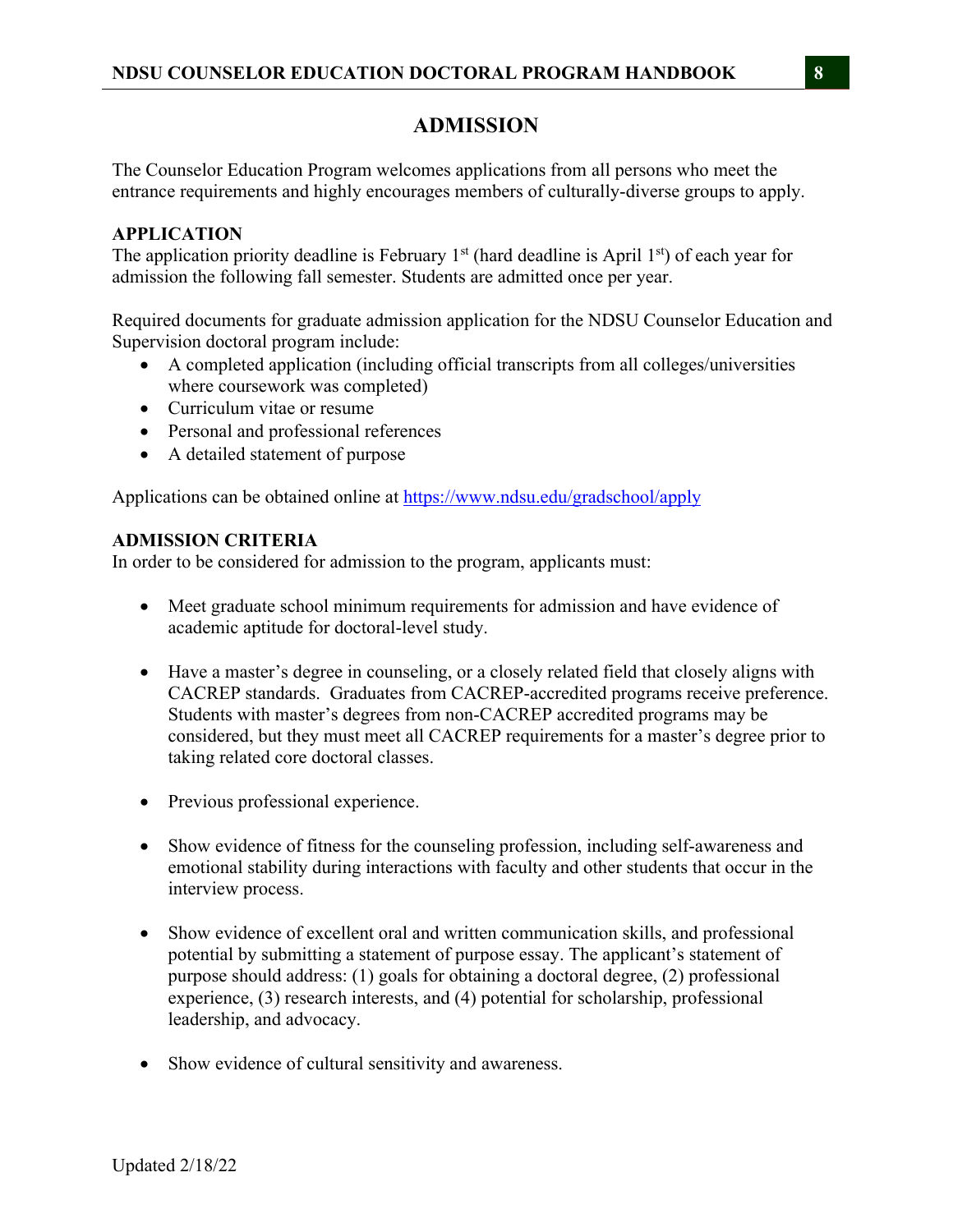# ADMISSION

The Counselor Education Program welcomes applications from all persons who meet the entrance requirements and highly encourages members of culturally-diverse groups to apply.

## APPLICATION

The application priority deadline is February 1st (hard deadline is April 1st) of each year for admission the following fall semester. Students are admitted once per year.

Required documents for graduate admission application for the NDSU Counselor Education and Supervision doctoral program include:

- A completed application (including official transcripts from all colleges/universities where coursework was completed)
- Curriculum vitae or resume
- Personal and professional references
- A detailed statement of purpose

Applications can be obtained online at https://www.ndsu.edu/gradschool/apply

## ADMISSION CRITERIA

In order to be considered for admission to the program, applicants must:

- Meet graduate school minimum requirements for admission and have evidence of academic aptitude for doctoral-level study.
- Have a master's degree in counseling, or a closely related field that closely aligns with CACREP standards. Graduates from CACREP-accredited programs receive preference. Students with master's degrees from non-CACREP accredited programs may be considered, but they must meet all CACREP requirements for a master's degree prior to taking related core doctoral classes.
- Previous professional experience.
- Show evidence of fitness for the counseling profession, including self-awareness and emotional stability during interactions with faculty and other students that occur in the interview process.
- Show evidence of excellent oral and written communication skills, and professional potential by submitting a statement of purpose essay. The applicant's statement of purpose should address: (1) goals for obtaining a doctoral degree, (2) professional experience, (3) research interests, and (4) potential for scholarship, professional leadership, and advocacy.
- Show evidence of cultural sensitivity and awareness.

Updated 2/18/22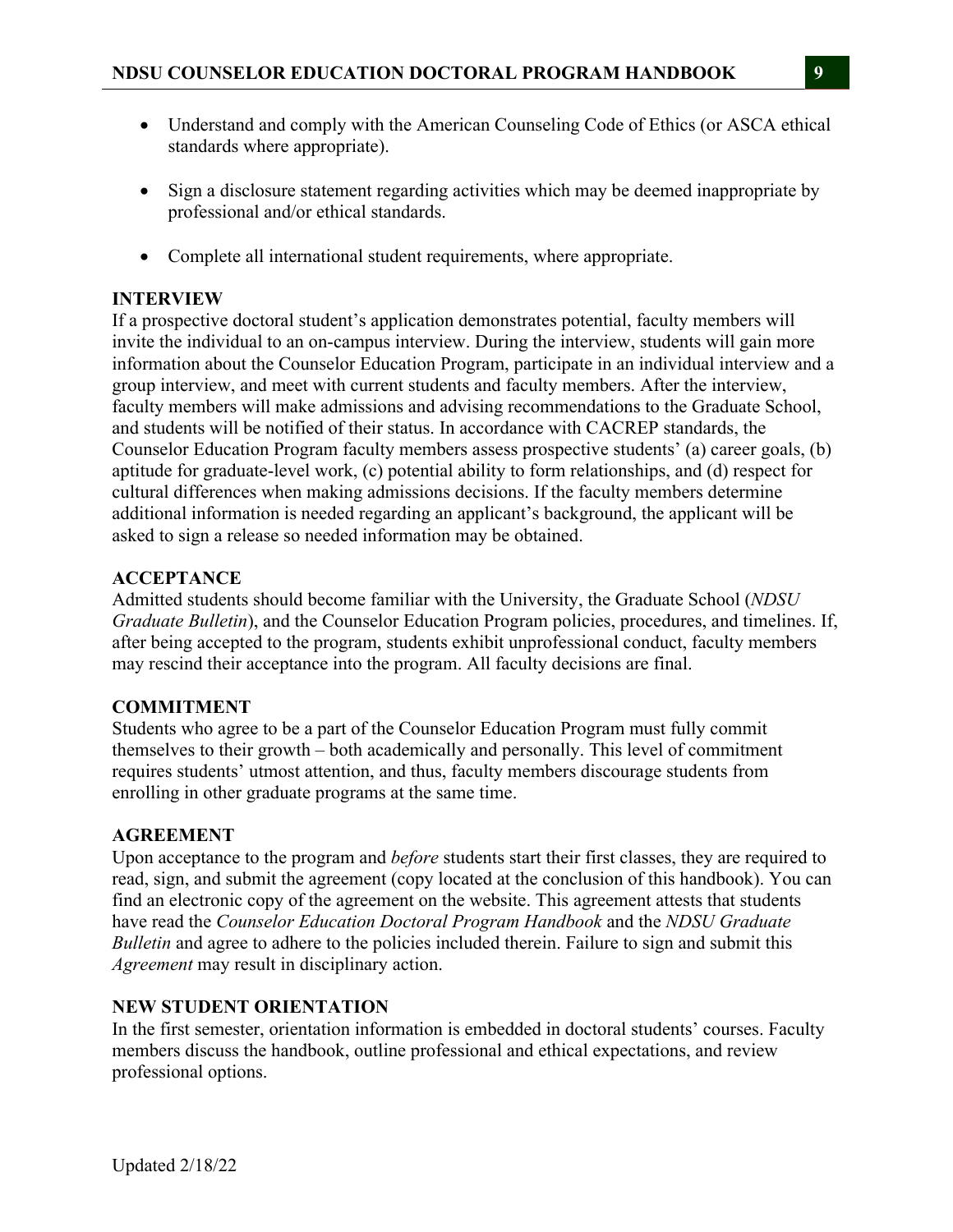- Understand and comply with the American Counseling Code of Ethics (or ASCA ethical standards where appropriate).

- Sign a disclosure statement regarding activities which may be deemed inappropriate by professional and/or ethical standards.

- Complete all international student requirements, where appropriate.

### INTERVIEW

If a prospective doctoral student's application demonstrates potential, faculty members will invite the individual to an on-campus interview. During the interview, students will gain more information about the Counselor Education Program, participate in an individual interview and a group interview, and meet with current students and faculty members. After the interview, faculty members will make admissions and advising recommendations to the Graduate School, and students will be notified of their status. In accordance with CACREP standards, the Counselor Education Program faculty members assess prospective students' (a) career goals, (b) aptitude for graduate-level work, (c) potential ability to form relationships, and (d) respect for cultural differences when making admissions decisions. If the faculty members determine additional information is needed regarding an applicant's background, the applicant will be asked to sign a release so needed information may be obtained.

### ACCEPTANCE

Admitted students should become familiar with the University, the Graduate School (*NDSU Graduate Bulletin*), and the Counselor Education Program policies, procedures, and timelines. If, after being accepted to the program, students exhibit unprofessional conduct, faculty members may rescind their acceptance into the program. All faculty decisions are final.

### COMMITMENT

Students who agree to be a part of the Counselor Education Program must fully commit themselves to their growth – both academically and personally. This level of commitment requires students' utmost attention, and thus, faculty members discourage students from enrolling in other graduate programs at the same time.

### AGREEMENT

Upon acceptance to the program and *before* students start their first classes, they are required to read, sign, and submit the agreement (copy located at the conclusion of this handbook). You can find an electronic copy of the agreement on the website. This agreement attests that students have read the *Counselor Education Doctoral Program Handbook* and the *NDSU Graduate Bulletin* and agree to adhere to the policies included therein. Failure to sign and submit this *Agreement* may result in disciplinary action.

### NEW STUDENT ORIENTATION

In the first semester, orientation information is embedded in doctoral students' courses. Faculty members discuss the handbook, outline professional and ethical expectations, and review professional options.

Updated 2/18/22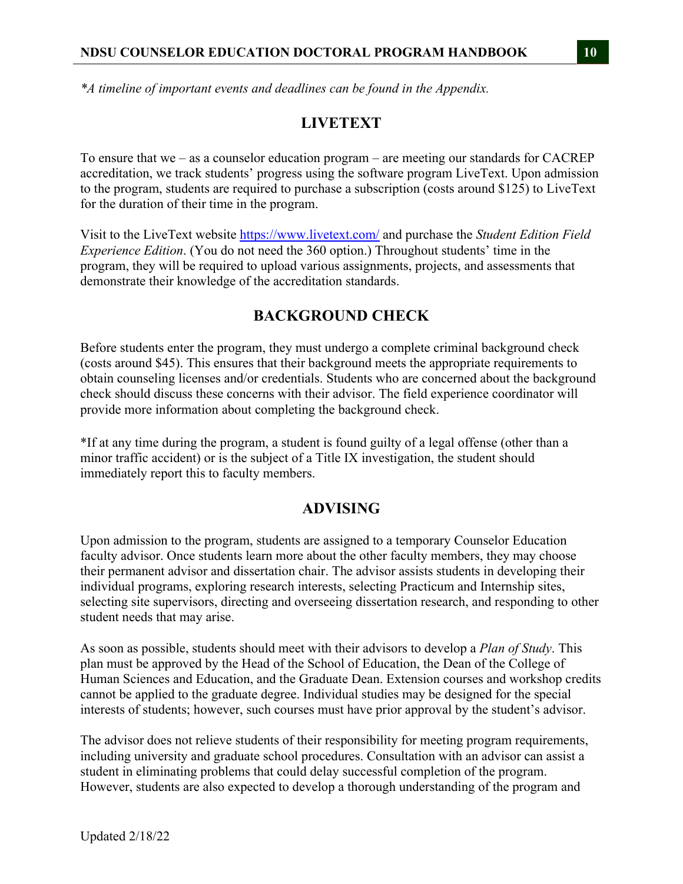*A timeline of important events and deadlines can be found in the Appendix.*

## LIVETEXT

To ensure that we – as a counselor education program – are meeting our standards for CACREP accreditation, we track students' progress using the software program LiveText. Upon admission to the program, students are required to purchase a subscription (costs around $125) to LiveText for the duration of their time in the program.

Visit to the LiveText website https://www.livetext.com/ and purchase the *Student Edition Field Experience Edition*. (You do not need the 360 option.) Throughout students' time in the program, they will be required to upload various assignments, projects, and assessments that demonstrate their knowledge of the accreditation standards.

## BACKGROUND CHECK

Before students enter the program, they must undergo a complete criminal background check (costs around $45). This ensures that their background meets the appropriate requirements to obtain counseling licenses and/or credentials. Students who are concerned about the background check should discuss these concerns with their advisor. The field experience coordinator will provide more information about completing the background check.

*If at any time during the program, a student is found guilty of a legal offense (other than a minor traffic accident) or is the subject of a Title IX investigation, the student should immediately report this to faculty members.

## ADVISING

Upon admission to the program, students are assigned to a temporary Counselor Education faculty advisor. Once students learn more about the other faculty members, they may choose their permanent advisor and dissertation chair. The advisor assists students in developing their individual programs, exploring research interests, selecting Practicum and Internship sites, selecting site supervisors, directing and overseeing dissertation research, and responding to other student needs that may arise.

As soon as possible, students should meet with their advisors to develop a *Plan of Study*. This plan must be approved by the Head of the School of Education, the Dean of the College of Human Sciences and Education, and the Graduate Dean. Extension courses and workshop credits cannot be applied to the graduate degree. Individual studies may be designed for the special interests of students; however, such courses must have prior approval by the student's advisor.

The advisor does not relieve students of their responsibility for meeting program requirements, including university and graduate school procedures. Consultation with an advisor can assist a student in eliminating problems that could delay successful completion of the program. However, students are also expected to develop a thorough understanding of the program and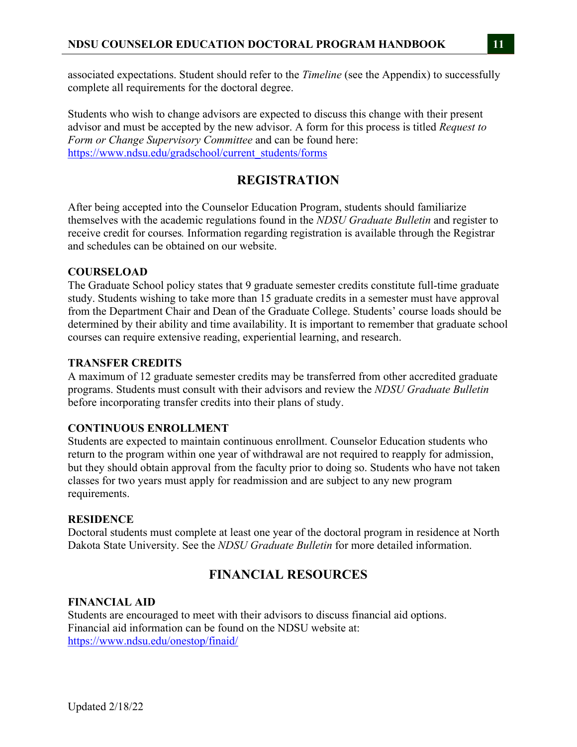associated expectations. Student should refer to the *Timeline* (see the Appendix) to successfully complete all requirements for the doctoral degree.

Students who wish to change advisors are expected to discuss this change with their present advisor and must be accepted by the new advisor. A form for this process is titled *Request to Form or Change Supervisory Committee* and can be found here: https://www.ndsu.edu/gradschool/current_students/forms

## REGISTRATION

After being accepted into the Counselor Education Program, students should familiarize themselves with the academic regulations found in the *NDSU Graduate Bulletin* and register to receive credit for courses. Information regarding registration is available through the Registrar and schedules can be obtained on our website.

### COURSELOAD

The Graduate School policy states that 9 graduate semester credits constitute full-time graduate study. Students wishing to take more than 15 graduate credits in a semester must have approval from the Department Chair and Dean of the Graduate College. Students' course loads should be determined by their ability and time availability. It is important to remember that graduate school courses can require extensive reading, experiential learning, and research.

### TRANSFER CREDITS

A maximum of 12 graduate semester credits may be transferred from other accredited graduate programs. Students must consult with their advisors and review the *NDSU Graduate Bulletin* before incorporating transfer credits into their plans of study.

### CONTINUOUS ENROLLMENT

Students are expected to maintain continuous enrollment. Counselor Education students who return to the program within one year of withdrawal are not required to reapply for admission, but they should obtain approval from the faculty prior to doing so. Students who have not taken classes for two years must apply for readmission and are subject to any new program requirements.

### RESIDENCE

Doctoral students must complete at least one year of the doctoral program in residence at North Dakota State University. See the *NDSU Graduate Bulletin* for more detailed information.

## FINANCIAL RESOURCES

### FINANCIAL AID

Students are encouraged to meet with their advisors to discuss financial aid options. Financial aid information can be found on the NDSU website at: https://www.ndsu.edu/onestop/finaid/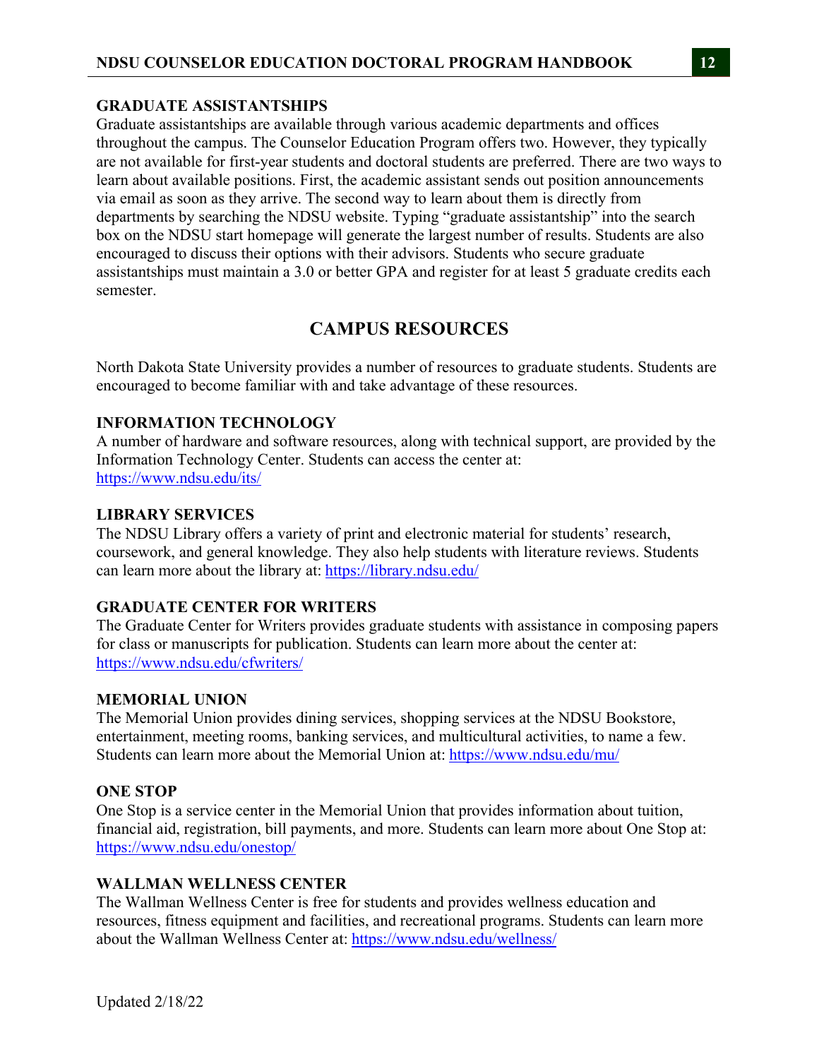### GRADUATE ASSISTANTSHIPS

Graduate assistantships are available through various academic departments and offices throughout the campus. The Counselor Education Program offers two. However, they typically are not available for first-year students and doctoral students are preferred. There are two ways to learn about available positions. First, the academic assistant sends out position announcements via email as soon as they arrive. The second way to learn about them is directly from departments by searching the NDSU website. Typing "graduate assistantship" into the search box on the NDSU start homepage will generate the largest number of results. Students are also encouraged to discuss their options with their advisors. Students who secure graduate assistantships must maintain a 3.0 or better GPA and register for at least 5 graduate credits each semester.

## CAMPUS RESOURCES

North Dakota State University provides a number of resources to graduate students. Students are encouraged to become familiar with and take advantage of these resources.

### INFORMATION TECHNOLOGY

A number of hardware and software resources, along with technical support, are provided by the Information Technology Center. Students can access the center at: https://www.ndsu.edu/its/

### LIBRARY SERVICES

The NDSU Library offers a variety of print and electronic material for students' research, coursework, and general knowledge. They also help students with literature reviews. Students can learn more about the library at: https://library.ndsu.edu/

### GRADUATE CENTER FOR WRITERS

The Graduate Center for Writers provides graduate students with assistance in composing papers for class or manuscripts for publication. Students can learn more about the center at: https://www.ndsu.edu/cfwriters/

### MEMORIAL UNION

The Memorial Union provides dining services, shopping services at the NDSU Bookstore, entertainment, meeting rooms, banking services, and multicultural activities, to name a few. Students can learn more about the Memorial Union at: https://www.ndsu.edu/mu/

### ONE STOP

One Stop is a service center in the Memorial Union that provides information about tuition, financial aid, registration, bill payments, and more. Students can learn more about One Stop at: https://www.ndsu.edu/onestop/

### WALLMAN WELLNESS CENTER

The Wallman Wellness Center is free for students and provides wellness education and resources, fitness equipment and facilities, and recreational programs. Students can learn more about the Wallman Wellness Center at: https://www.ndsu.edu/wellness/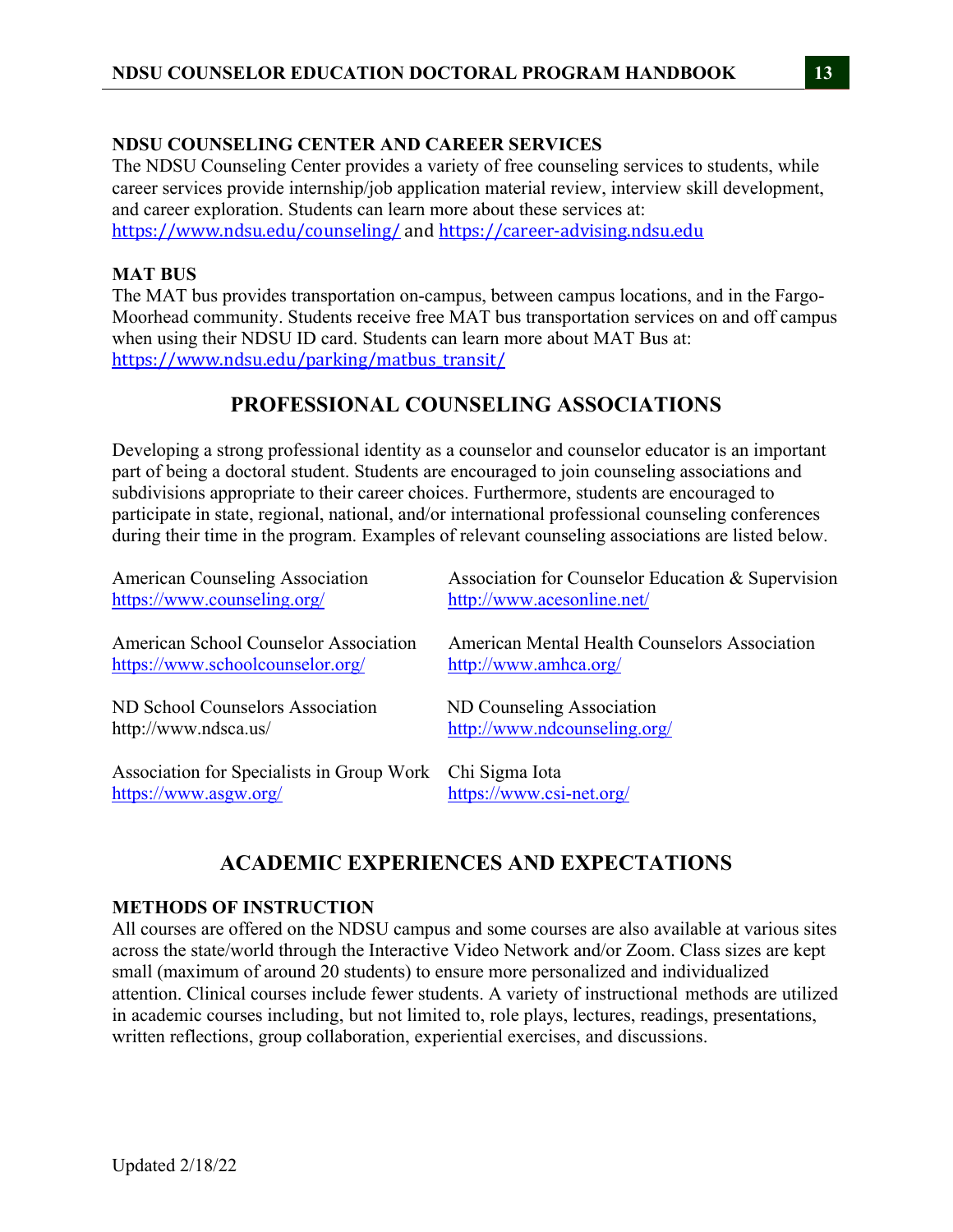### NDSU COUNSELING CENTER AND CAREER SERVICES

The NDSU Counseling Center provides a variety of free counseling services to students, while career services provide internship/job application material review, interview skill development, and career exploration. Students can learn more about these services at: https://www.ndsu.edu/counseling/ and https://career-advising.ndsu.edu

### MAT BUS

The MAT bus provides transportation on-campus, between campus locations, and in the Fargo-Moorhead community. Students receive free MAT bus transportation services on and off campus when using their NDSU ID card. Students can learn more about MAT Bus at: https://www.ndsu.edu/parking/matbus_transit/

## PROFESSIONAL COUNSELING ASSOCIATIONS

Developing a strong professional identity as a counselor and counselor educator is an important part of being a doctoral student. Students are encouraged to join counseling associations and subdivisions appropriate to their career choices. Furthermore, students are encouraged to participate in state, regional, national, and/or international professional counseling conferences during their time in the program. Examples of relevant counseling associations are listed below.

American Counseling Association
https://www.counseling.org/

Association for Counselor Education & Supervision
http://www.acesonline.net/

American School Counselor Association
https://www.schoolcounselor.org/

American Mental Health Counselors Association
http://www.amhca.org/

ND School Counselors Association
http://www.ndsca.us/

ND Counseling Association
http://www.ndcounseling.org/

Association for Specialists in Group Work
https://www.asgw.org/

Chi Sigma Iota
https://www.csi-net.org/

## ACADEMIC EXPERIENCES AND EXPECTATIONS

### METHODS OF INSTRUCTION

All courses are offered on the NDSU campus and some courses are also available at various sites across the state/world through the Interactive Video Network and/or Zoom. Class sizes are kept small (maximum of around 20 students) to ensure more personalized and individualized attention. Clinical courses include fewer students. A variety of instructional methods are utilized in academic courses including, but not limited to, role plays, lectures, readings, presentations, written reflections, group collaboration, experiential exercises, and discussions.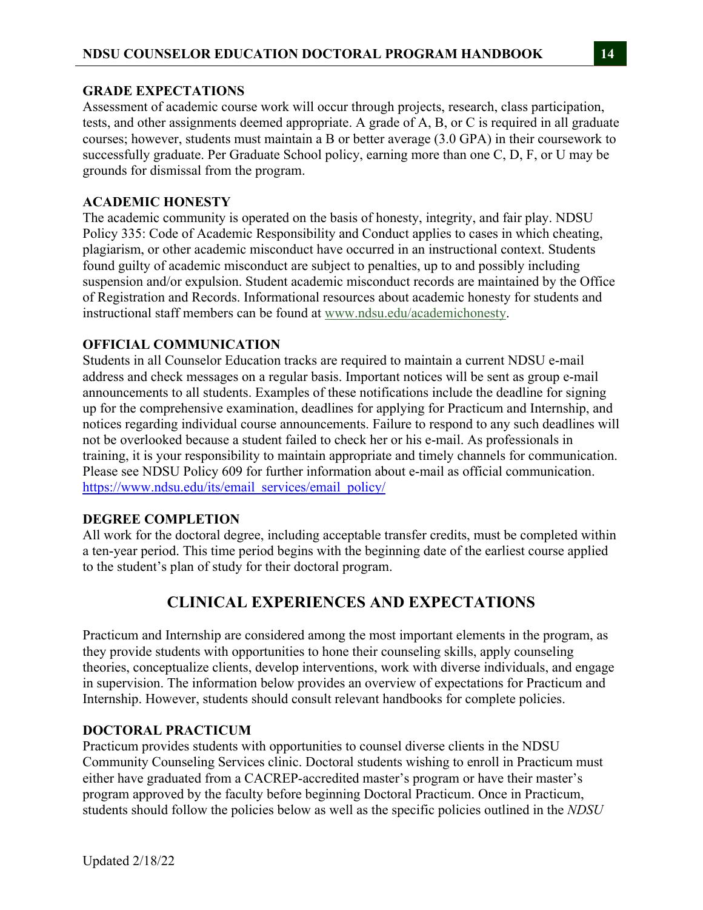### GRADE EXPECTATIONS

Assessment of academic course work will occur through projects, research, class participation, tests, and other assignments deemed appropriate. A grade of A, B, or C is required in all graduate courses; however, students must maintain a B or better average (3.0 GPA) in their coursework to successfully graduate. Per Graduate School policy, earning more than one C, D, F, or U may be grounds for dismissal from the program.

### ACADEMIC HONESTY

The academic community is operated on the basis of honesty, integrity, and fair play. NDSU Policy 335: Code of Academic Responsibility and Conduct applies to cases in which cheating, plagiarism, or other academic misconduct have occurred in an instructional context. Students found guilty of academic misconduct are subject to penalties, up to and possibly including suspension and/or expulsion. Student academic misconduct records are maintained by the Office of Registration and Records. Informational resources about academic honesty for students and instructional staff members can be found at [www.ndsu.edu/academichonesty](www.ndsu.edu/academichonesty).

### OFFICIAL COMMUNICATION

Students in all Counselor Education tracks are required to maintain a current NDSU e-mail address and check messages on a regular basis. Important notices will be sent as group e-mail announcements to all students. Examples of these notifications include the deadline for signing up for the comprehensive examination, deadlines for applying for Practicum and Internship, and notices regarding individual course announcements. Failure to respond to any such deadlines will not be overlooked because a student failed to check her or his e-mail. As professionals in training, it is your responsibility to maintain appropriate and timely channels for communication. Please see NDSU Policy 609 for further information about e-mail as official communication. [https://www.ndsu.edu/its/email_services/email_policy/](https://www.ndsu.edu/its/email_services/email_policy/)

### DEGREE COMPLETION

All work for the doctoral degree, including acceptable transfer credits, must be completed within a ten-year period. This time period begins with the beginning date of the earliest course applied to the student's plan of study for their doctoral program.

## CLINICAL EXPERIENCES AND EXPECTATIONS

Practicum and Internship are considered among the most important elements in the program, as they provide students with opportunities to hone their counseling skills, apply counseling theories, conceptualize clients, develop interventions, work with diverse individuals, and engage in supervision. The information below provides an overview of expectations for Practicum and Internship. However, students should consult relevant handbooks for complete policies.

### DOCTORAL PRACTICUM

Practicum provides students with opportunities to counsel diverse clients in the NDSU Community Counseling Services clinic. Doctoral students wishing to enroll in Practicum must either have graduated from a CACREP-accredited master's program or have their master's program approved by the faculty before beginning Doctoral Practicum. Once in Practicum, students should follow the policies below as well as the specific policies outlined in the *NDSU*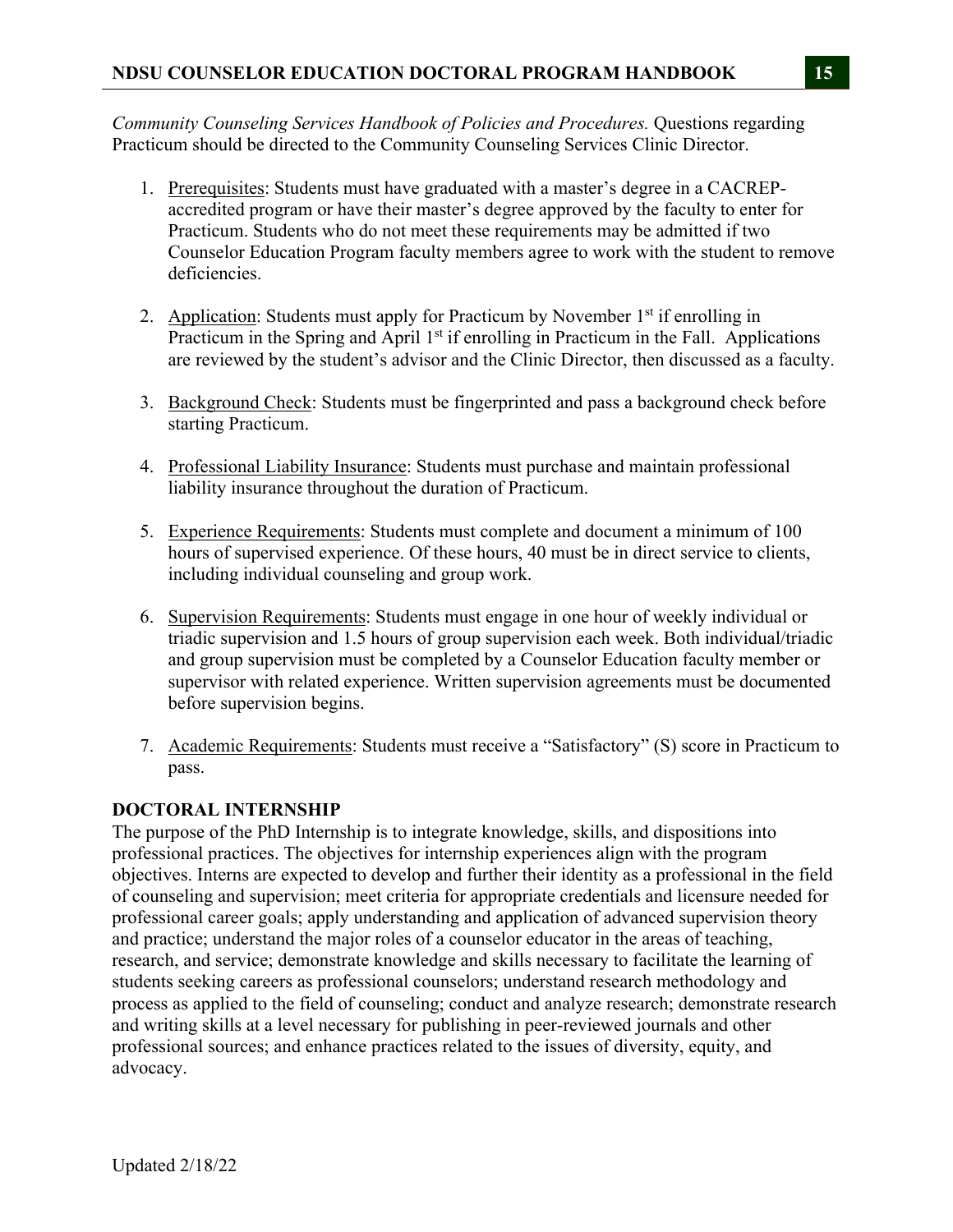*Community Counseling Services Handbook of Policies and Procedures.* Questions regarding Practicum should be directed to the Community Counseling Services Clinic Director.

1. Prerequisites: Students must have graduated with a master's degree in a CACREP-accredited program or have their master's degree approved by the faculty to enter for Practicum. Students who do not meet these requirements may be admitted if two Counselor Education Program faculty members agree to work with the student to remove deficiencies.

2. Application: Students must apply for Practicum by November 1st if enrolling in Practicum in the Spring and April 1st if enrolling in Practicum in the Fall. Applications are reviewed by the student's advisor and the Clinic Director, then discussed as a faculty.

3. Background Check: Students must be fingerprinted and pass a background check before starting Practicum.

4. Professional Liability Insurance: Students must purchase and maintain professional liability insurance throughout the duration of Practicum.

5. Experience Requirements: Students must complete and document a minimum of 100 hours of supervised experience. Of these hours, 40 must be in direct service to clients, including individual counseling and group work.

6. Supervision Requirements: Students must engage in one hour of weekly individual or triadic supervision and 1.5 hours of group supervision each week. Both individual/triadic and group supervision must be completed by a Counselor Education faculty member or supervisor with related experience. Written supervision agreements must be documented before supervision begins.

7. Academic Requirements: Students must receive a "Satisfactory" (S) score in Practicum to pass.

## DOCTORAL INTERNSHIP

The purpose of the PhD Internship is to integrate knowledge, skills, and dispositions into professional practices. The objectives for internship experiences align with the program objectives. Interns are expected to develop and further their identity as a professional in the field of counseling and supervision; meet criteria for appropriate credentials and licensure needed for professional career goals; apply understanding and application of advanced supervision theory and practice; understand the major roles of a counselor educator in the areas of teaching, research, and service; demonstrate knowledge and skills necessary to facilitate the learning of students seeking careers as professional counselors; understand research methodology and process as applied to the field of counseling; conduct and analyze research; demonstrate research and writing skills at a level necessary for publishing in peer-reviewed journals and other professional sources; and enhance practices related to the issues of diversity, equity, and advocacy.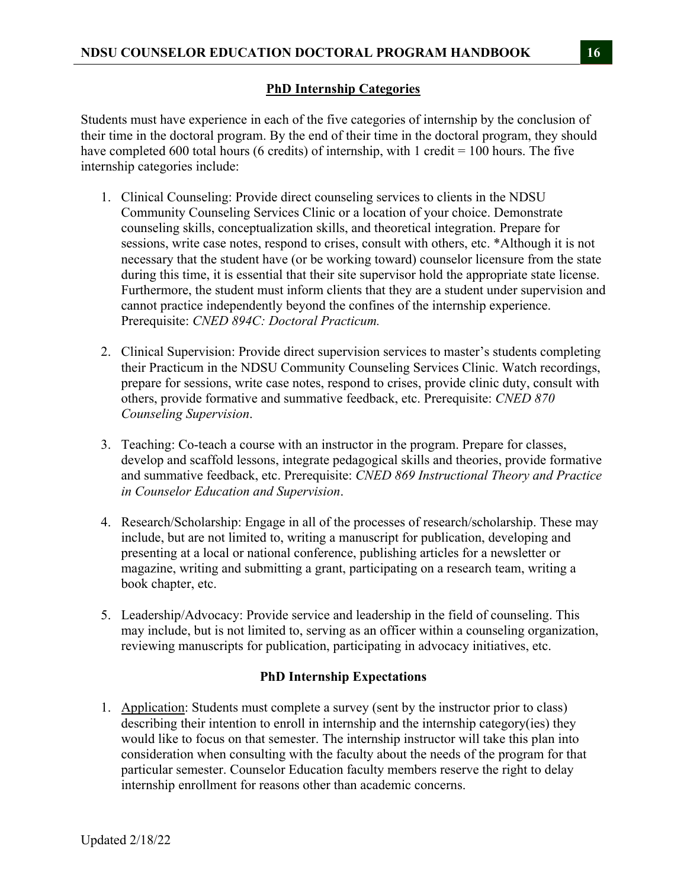## PhD Internship Categories

Students must have experience in each of the five categories of internship by the conclusion of their time in the doctoral program. By the end of their time in the doctoral program, they should have completed 600 total hours (6 credits) of internship, with 1 credit = 100 hours. The five internship categories include:

1. Clinical Counseling: Provide direct counseling services to clients in the NDSU Community Counseling Services Clinic or a location of your choice. Demonstrate counseling skills, conceptualization skills, and theoretical integration. Prepare for sessions, write case notes, respond to crises, consult with others, etc. *Although it is not necessary that the student have (or be working toward) counselor licensure from the state during this time, it is essential that their site supervisor hold the appropriate state license. Furthermore, the student must inform clients that they are a student under supervision and cannot practice independently beyond the confines of the internship experience. Prerequisite: *CNED 894C: Doctoral Practicum.*

2. Clinical Supervision: Provide direct supervision services to master's students completing their Practicum in the NDSU Community Counseling Services Clinic. Watch recordings, prepare for sessions, write case notes, respond to crises, provide clinic duty, consult with others, provide formative and summative feedback, etc. Prerequisite: *CNED 870 Counseling Supervision*.

3. Teaching: Co-teach a course with an instructor in the program. Prepare for classes, develop and scaffold lessons, integrate pedagogical skills and theories, provide formative and summative feedback, etc. Prerequisite: *CNED 869 Instructional Theory and Practice in Counselor Education and Supervision*.

4. Research/Scholarship: Engage in all of the processes of research/scholarship. These may include, but are not limited to, writing a manuscript for publication, developing and presenting at a local or national conference, publishing articles for a newsletter or magazine, writing and submitting a grant, participating on a research team, writing a book chapter, etc.

5. Leadership/Advocacy: Provide service and leadership in the field of counseling. This may include, but is not limited to, serving as an officer within a counseling organization, reviewing manuscripts for publication, participating in advocacy initiatives, etc.

### PhD Internship Expectations

1. Application: Students must complete a survey (sent by the instructor prior to class) describing their intention to enroll in internship and the internship category(ies) they would like to focus on that semester. The internship instructor will take this plan into consideration when consulting with the faculty about the needs of the program for that particular semester. Counselor Education faculty members reserve the right to delay internship enrollment for reasons other than academic concerns.

Updated 2/18/22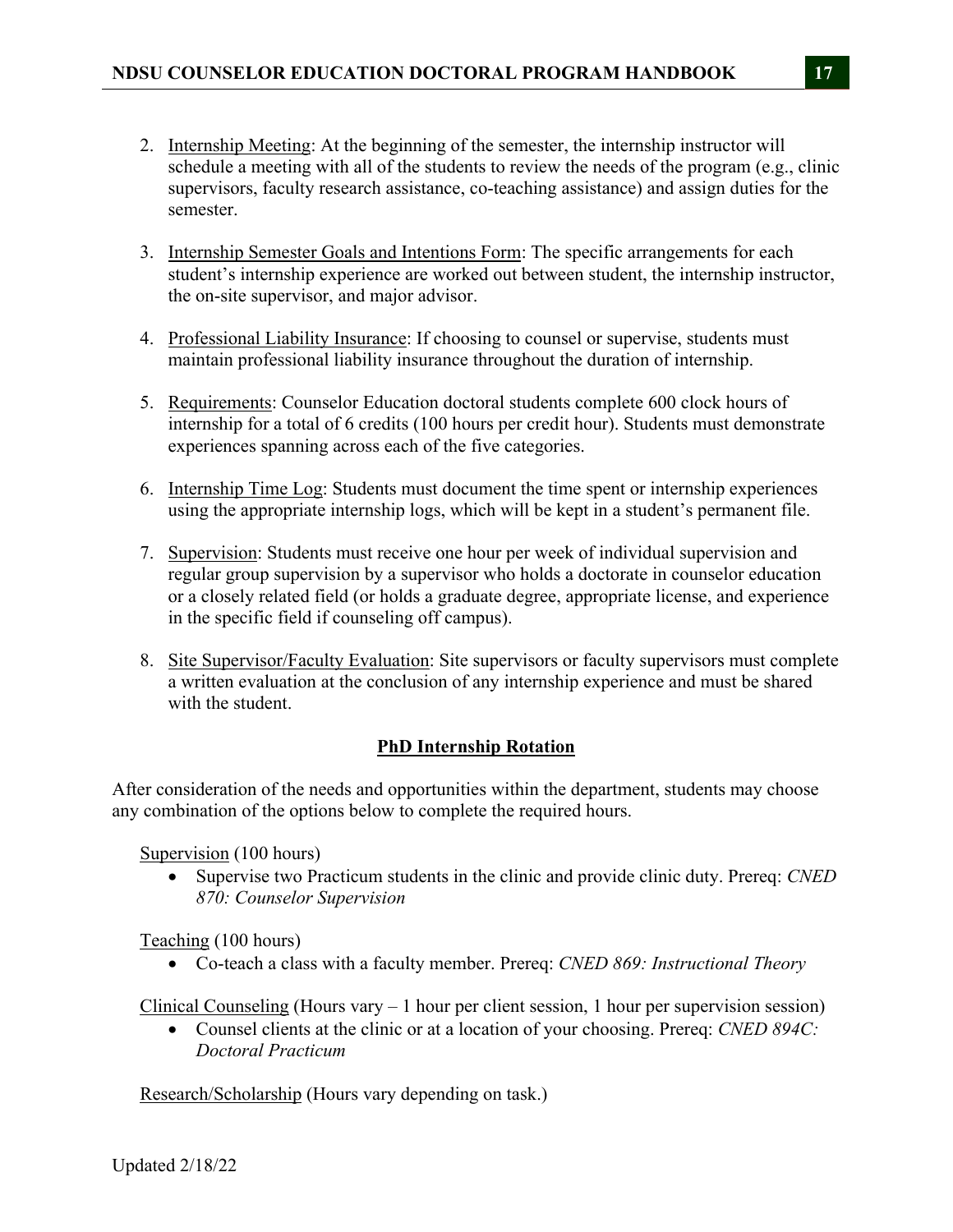2. Internship Meeting: At the beginning of the semester, the internship instructor will schedule a meeting with all of the students to review the needs of the program (e.g., clinic supervisors, faculty research assistance, co-teaching assistance) and assign duties for the semester.

3. Internship Semester Goals and Intentions Form: The specific arrangements for each student's internship experience are worked out between student, the internship instructor, the on-site supervisor, and major advisor.

4. Professional Liability Insurance: If choosing to counsel or supervise, students must maintain professional liability insurance throughout the duration of internship.

5. Requirements: Counselor Education doctoral students complete 600 clock hours of internship for a total of 6 credits (100 hours per credit hour). Students must demonstrate experiences spanning across each of the five categories.

6. Internship Time Log: Students must document the time spent or internship experiences using the appropriate internship logs, which will be kept in a student's permanent file.

7. Supervision: Students must receive one hour per week of individual supervision and regular group supervision by a supervisor who holds a doctorate in counselor education or a closely related field (or holds a graduate degree, appropriate license, and experience in the specific field if counseling off campus).

8. Site Supervisor/Faculty Evaluation: Site supervisors or faculty supervisors must complete a written evaluation at the conclusion of any internship experience and must be shared with the student.

## PhD Internship Rotation

After consideration of the needs and opportunities within the department, students may choose any combination of the options below to complete the required hours.

Supervision (100 hours)

- Supervise two Practicum students in the clinic and provide clinic duty. Prereq: *CNED 870: Counselor Supervision*

Teaching (100 hours)

- Co-teach a class with a faculty member. Prereq: *CNED 869: Instructional Theory*

Clinical Counseling (Hours vary – 1 hour per client session, 1 hour per supervision session)

- Counsel clients at the clinic or at a location of your choosing. Prereq: *CNED 894C: Doctoral Practicum*

Research/Scholarship (Hours vary depending on task.)

Updated 2/18/22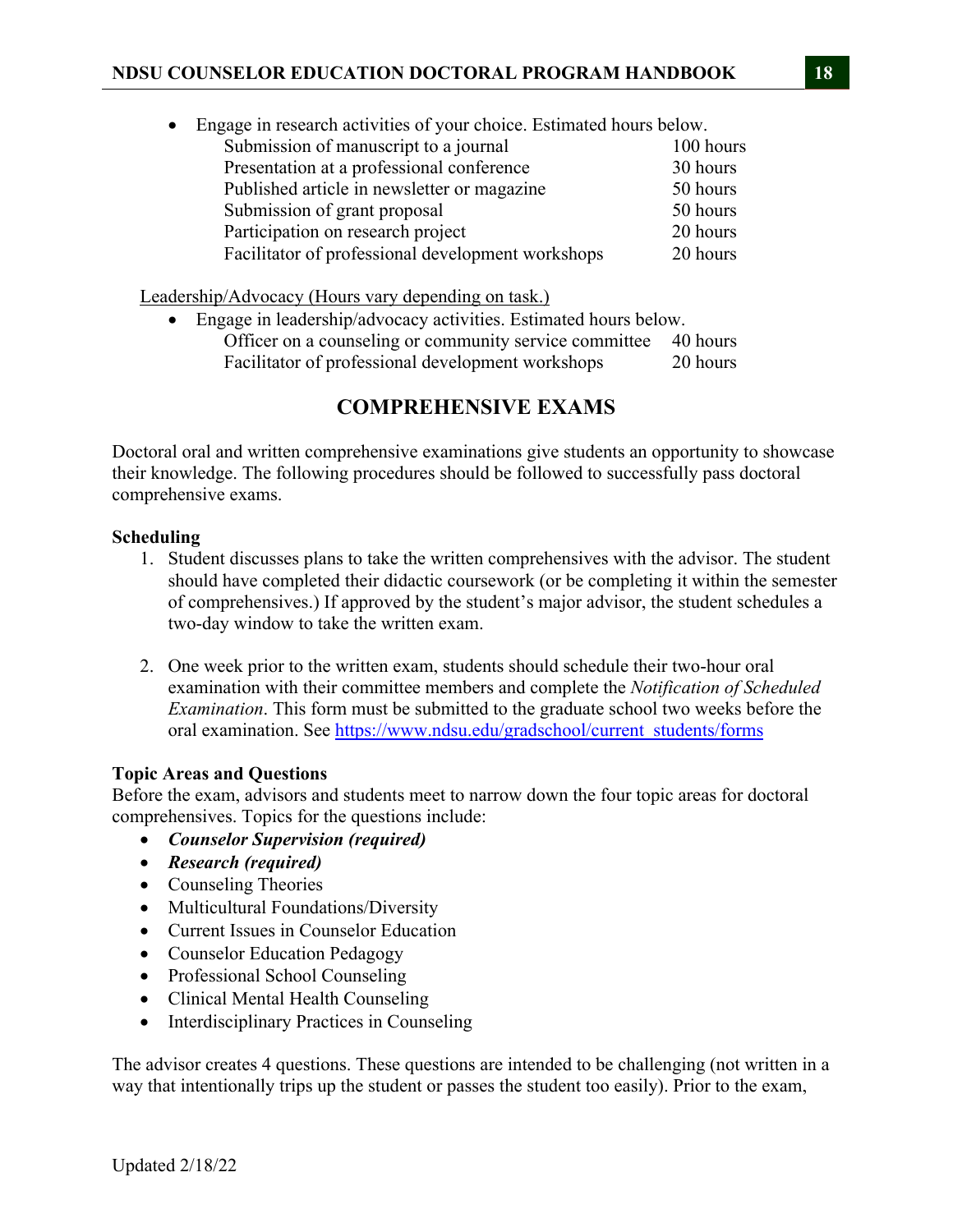- Engage in research activities of your choice. Estimated hours below.

| Activity | Hours |
|---|---|
| Submission of manuscript to a journal | 100 hours |
| Presentation at a professional conference | 30 hours |
| Published article in newsletter or magazine | 50 hours |
| Submission of grant proposal | 50 hours |
| Participation on research project | 20 hours |
| Facilitator of professional development workshops | 20 hours |

<u>Leadership/Advocacy (Hours vary depending on task.)</u>

- Engage in leadership/advocacy activities. Estimated hours below.

| Activity | Hours |
|---|---|
| Officer on a counseling or community service committee | 40 hours |
| Facilitator of professional development workshops | 20 hours |

## COMPREHENSIVE EXAMS

Doctoral oral and written comprehensive examinations give students an opportunity to showcase their knowledge. The following procedures should be followed to successfully pass doctoral comprehensive exams.

**Scheduling**

1. Student discusses plans to take the written comprehensives with the advisor. The student should have completed their didactic coursework (or be completing it within the semester of comprehensives.) If approved by the student's major advisor, the student schedules a two-day window to take the written exam.
2. One week prior to the written exam, students should schedule their two-hour oral examination with their committee members and complete the *Notification of Scheduled Examination*. This form must be submitted to the graduate school two weeks before the oral examination. See https://www.ndsu.edu/gradschool/current_students/forms

**Topic Areas and Questions**

Before the exam, advisors and students meet to narrow down the four topic areas for doctoral comprehensives. Topics for the questions include:

- ***Counselor Supervision (required)***
- ***Research (required)***
- Counseling Theories
- Multicultural Foundations/Diversity
- Current Issues in Counselor Education
- Counselor Education Pedagogy
- Professional School Counseling
- Clinical Mental Health Counseling
- Interdisciplinary Practices in Counseling

The advisor creates 4 questions. These questions are intended to be challenging (not written in a way that intentionally trips up the student or passes the student too easily). Prior to the exam,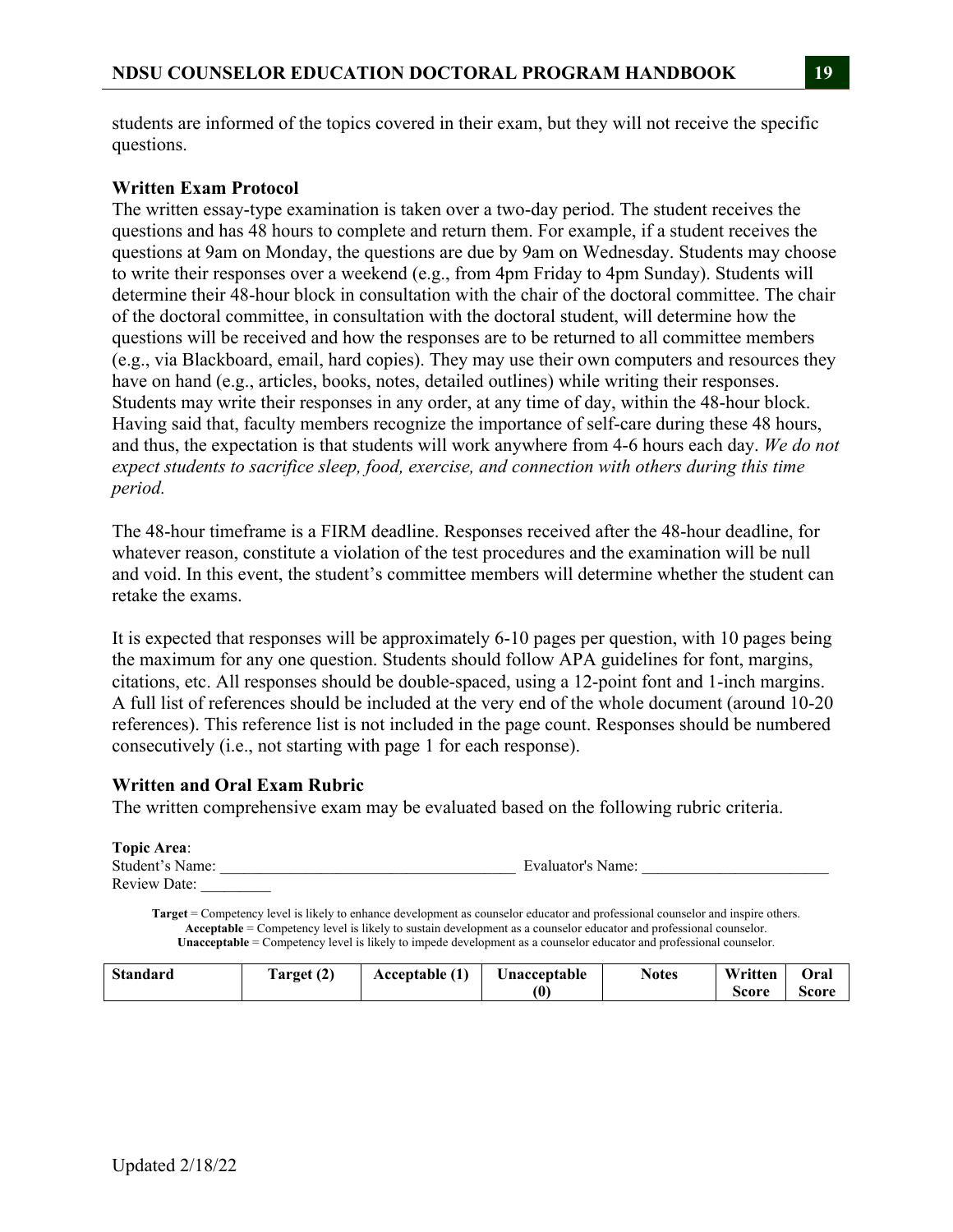students are informed of the topics covered in their exam, but they will not receive the specific questions.

### Written Exam Protocol

The written essay-type examination is taken over a two-day period. The student receives the questions and has 48 hours to complete and return them. For example, if a student receives the questions at 9am on Monday, the questions are due by 9am on Wednesday. Students may choose to write their responses over a weekend (e.g., from 4pm Friday to 4pm Sunday). Students will determine their 48-hour block in consultation with the chair of the doctoral committee. The chair of the doctoral committee, in consultation with the doctoral student, will determine how the questions will be received and how the responses are to be returned to all committee members (e.g., via Blackboard, email, hard copies). They may use their own computers and resources they have on hand (e.g., articles, books, notes, detailed outlines) while writing their responses. Students may write their responses in any order, at any time of day, within the 48-hour block. Having said that, faculty members recognize the importance of self-care during these 48 hours, and thus, the expectation is that students will work anywhere from 4-6 hours each day. *We do not expect students to sacrifice sleep, food, exercise, and connection with others during this time period.*

The 48-hour timeframe is a FIRM deadline. Responses received after the 48-hour deadline, for whatever reason, constitute a violation of the test procedures and the examination will be null and void. In this event, the student's committee members will determine whether the student can retake the exams.

It is expected that responses will be approximately 6-10 pages per question, with 10 pages being the maximum for any one question. Students should follow APA guidelines for font, margins, citations, etc. All responses should be double-spaced, using a 12-point font and 1-inch margins. A full list of references should be included at the very end of the whole document (around 10-20 references). This reference list is not included in the page count. Responses should be numbered consecutively (i.e., not starting with page 1 for each response).

### Written and Oral Exam Rubric

The written comprehensive exam may be evaluated based on the following rubric criteria.

**Topic Area**:
Student's Name: ______________________________________ Evaluator's Name: ________________________
Review Date: _________

**Target** = Competency level is likely to enhance development as counselor educator and professional counselor and inspire others.
**Acceptable** = Competency level is likely to sustain development as a counselor educator and professional counselor.
**Unacceptable** = Competency level is likely to impede development as a counselor educator and professional counselor.

| Standard | Target (2) | Acceptable (1) | Unacceptable (0) | Notes | Written Score | Oral Score |
|---|---|---|---|---|---|---|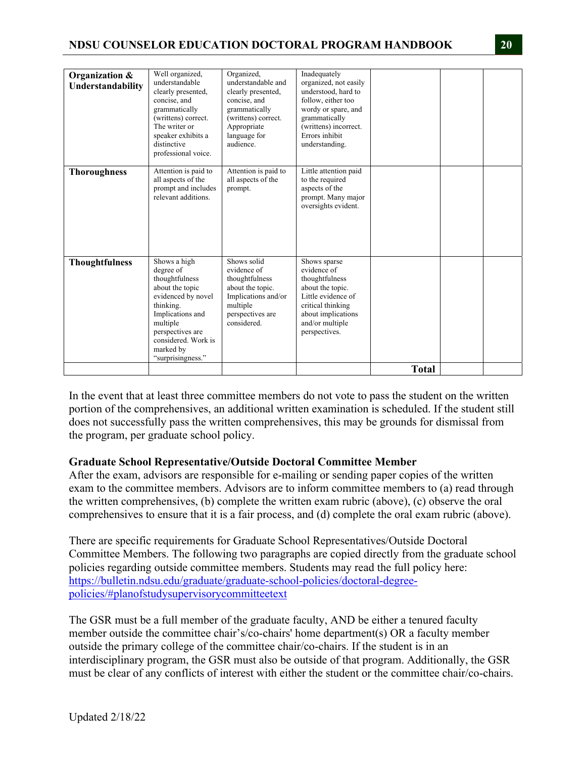| | | | | | | |
|---|---|---|---|---|---|---|
| **Organization & Understandability** | Well organized, understandable clearly presented, concise, and grammatically (writtens) correct. The writer or speaker exhibits a distinctive professional voice. | Organized, understandable and clearly presented, concise, and grammatically (writtens) correct. Appropriate language for audience. | Inadequately organized, not easily understood, hard to follow, either too wordy or spare, and grammatically (writtens) incorrect. Errors inhibit understanding. | | | |
| **Thoroughness** | Attention is paid to all aspects of the prompt and includes relevant additions. | Attention is paid to all aspects of the prompt. | Little attention paid to the required aspects of the prompt. Many major oversights evident. | | | |
| **Thoughtfulness** | Shows a high degree of thoughtfulness about the topic evidenced by novel thinking. Implications and multiple perspectives are considered. Work is marked by "surprisingness." | Shows solid evidence of thoughtfulness about the topic. Implications and/or multiple perspectives are considered. | Shows sparse evidence of thoughtfulness about the topic. Little evidence of critical thinking about implications and/or multiple perspectives. | | | |
| | | | | **Total** | | |

In the event that at least three committee members do not vote to pass the student on the written portion of the comprehensives, an additional written examination is scheduled. If the student still does not successfully pass the written comprehensives, this may be grounds for dismissal from the program, per graduate school policy.

**Graduate School Representative/Outside Doctoral Committee Member**

After the exam, advisors are responsible for e-mailing or sending paper copies of the written exam to the committee members. Advisors are to inform committee members to (a) read through the written comprehensives, (b) complete the written exam rubric (above), (c) observe the oral comprehensives to ensure that it is a fair process, and (d) complete the oral exam rubric (above).

There are specific requirements for Graduate School Representatives/Outside Doctoral Committee Members. The following two paragraphs are copied directly from the graduate school policies regarding outside committee members. Students may read the full policy here: [https://bulletin.ndsu.edu/graduate/graduate-school-policies/doctoral-degree-policies/#planofstudysupervisorycommitteetext](https://bulletin.ndsu.edu/graduate/graduate-school-policies/doctoral-degree-policies/#planofstudysupervisorycommitteetext)

The GSR must be a full member of the graduate faculty, AND be either a tenured faculty member outside the committee chair's/co-chairs' home department(s) OR a faculty member outside the primary college of the committee chair/co-chairs. If the student is in an interdisciplinary program, the GSR must also be outside of that program. Additionally, the GSR must be clear of any conflicts of interest with either the student or the committee chair/co-chairs.

Updated 2/18/22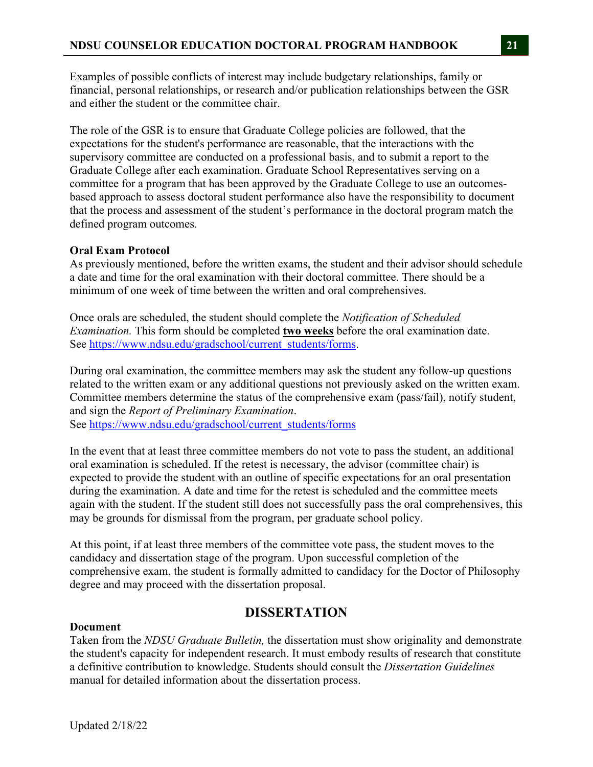Examples of possible conflicts of interest may include budgetary relationships, family or financial, personal relationships, or research and/or publication relationships between the GSR and either the student or the committee chair.

The role of the GSR is to ensure that Graduate College policies are followed, that the expectations for the student's performance are reasonable, that the interactions with the supervisory committee are conducted on a professional basis, and to submit a report to the Graduate College after each examination. Graduate School Representatives serving on a committee for a program that has been approved by the Graduate College to use an outcomes-based approach to assess doctoral student performance also have the responsibility to document that the process and assessment of the student's performance in the doctoral program match the defined program outcomes.

**Oral Exam Protocol**

As previously mentioned, before the written exams, the student and their advisor should schedule a date and time for the oral examination with their doctoral committee. There should be a minimum of one week of time between the written and oral comprehensives.

Once orals are scheduled, the student should complete the *Notification of Scheduled Examination.* This form should be completed **two weeks** before the oral examination date. See https://www.ndsu.edu/gradschool/current_students/forms.

During oral examination, the committee members may ask the student any follow-up questions related to the written exam or any additional questions not previously asked on the written exam. Committee members determine the status of the comprehensive exam (pass/fail), notify student, and sign the *Report of Preliminary Examination*.
See https://www.ndsu.edu/gradschool/current_students/forms

In the event that at least three committee members do not vote to pass the student, an additional oral examination is scheduled. If the retest is necessary, the advisor (committee chair) is expected to provide the student with an outline of specific expectations for an oral presentation during the examination. A date and time for the retest is scheduled and the committee meets again with the student. If the student still does not successfully pass the oral comprehensives, this may be grounds for dismissal from the program, per graduate school policy.

At this point, if at least three members of the committee vote pass, the student moves to the candidacy and dissertation stage of the program. Upon successful completion of the comprehensive exam, the student is formally admitted to candidacy for the Doctor of Philosophy degree and may proceed with the dissertation proposal.

## DISSERTATION

**Document**

Taken from the *NDSU Graduate Bulletin,* the dissertation must show originality and demonstrate the student's capacity for independent research. It must embody results of research that constitute a definitive contribution to knowledge. Students should consult the *Dissertation Guidelines* manual for detailed information about the dissertation process.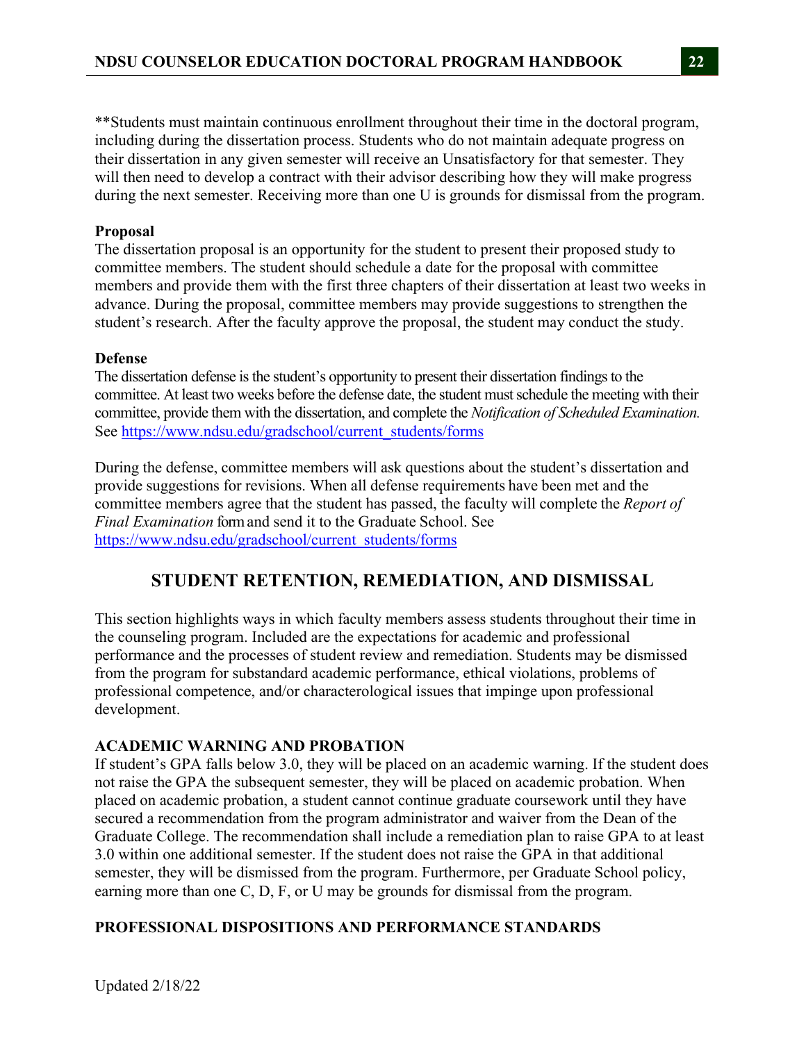**Students must maintain continuous enrollment throughout their time in the doctoral program, including during the dissertation process. Students who do not maintain adequate progress on their dissertation in any given semester will receive an Unsatisfactory for that semester. They will then need to develop a contract with their advisor describing how they will make progress during the next semester. Receiving more than one U is grounds for dismissal from the program.

**Proposal**

The dissertation proposal is an opportunity for the student to present their proposed study to committee members. The student should schedule a date for the proposal with committee members and provide them with the first three chapters of their dissertation at least two weeks in advance. During the proposal, committee members may provide suggestions to strengthen the student's research. After the faculty approve the proposal, the student may conduct the study.

**Defense**

The dissertation defense is the student's opportunity to present their dissertation findings to the committee. At least two weeks before the defense date, the student must schedule the meeting with their committee, provide them with the dissertation, and complete the *Notification of Scheduled Examination.* See [https://www.ndsu.edu/gradschool/current_students/forms](https://www.ndsu.edu/gradschool/current_students/forms)

During the defense, committee members will ask questions about the student's dissertation and provide suggestions for revisions. When all defense requirements have been met and the committee members agree that the student has passed, the faculty will complete the *Report of Final Examination* form and send it to the Graduate School. See [https://www.ndsu.edu/gradschool/current_students/forms](https://www.ndsu.edu/gradschool/current_students/forms)

## STUDENT RETENTION, REMEDIATION, AND DISMISSAL

This section highlights ways in which faculty members assess students throughout their time in the counseling program. Included are the expectations for academic and professional performance and the processes of student review and remediation. Students may be dismissed from the program for substandard academic performance, ethical violations, problems of professional competence, and/or characterological issues that impinge upon professional development.

### ACADEMIC WARNING AND PROBATION

If student's GPA falls below 3.0, they will be placed on an academic warning. If the student does not raise the GPA the subsequent semester, they will be placed on academic probation. When placed on academic probation, a student cannot continue graduate coursework until they have secured a recommendation from the program administrator and waiver from the Dean of the Graduate College. The recommendation shall include a remediation plan to raise GPA to at least 3.0 within one additional semester. If the student does not raise the GPA in that additional semester, they will be dismissed from the program. Furthermore, per Graduate School policy, earning more than one C, D, F, or U may be grounds for dismissal from the program.

### PROFESSIONAL DISPOSITIONS AND PERFORMANCE STANDARDS

Updated 2/18/22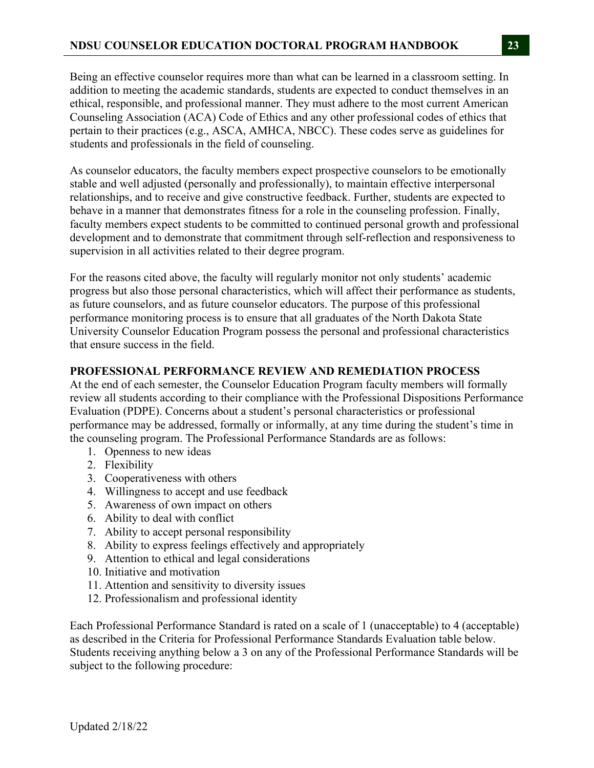Being an effective counselor requires more than what can be learned in a classroom setting. In addition to meeting the academic standards, students are expected to conduct themselves in an ethical, responsible, and professional manner. They must adhere to the most current American Counseling Association (ACA) Code of Ethics and any other professional codes of ethics that pertain to their practices (e.g., ASCA, AMHCA, NBCC). These codes serve as guidelines for students and professionals in the field of counseling.

As counselor educators, the faculty members expect prospective counselors to be emotionally stable and well adjusted (personally and professionally), to maintain effective interpersonal relationships, and to receive and give constructive feedback. Further, students are expected to behave in a manner that demonstrates fitness for a role in the counseling profession. Finally, faculty members expect students to be committed to continued personal growth and professional development and to demonstrate that commitment through self-reflection and responsiveness to supervision in all activities related to their degree program.

For the reasons cited above, the faculty will regularly monitor not only students' academic progress but also those personal characteristics, which will affect their performance as students, as future counselors, and as future counselor educators. The purpose of this professional performance monitoring process is to ensure that all graduates of the North Dakota State University Counselor Education Program possess the personal and professional characteristics that ensure success in the field.

## PROFESSIONAL PERFORMANCE REVIEW AND REMEDIATION PROCESS

At the end of each semester, the Counselor Education Program faculty members will formally review all students according to their compliance with the Professional Dispositions Performance Evaluation (PDPE). Concerns about a student's personal characteristics or professional performance may be addressed, formally or informally, at any time during the student's time in the counseling program. The Professional Performance Standards are as follows:

1. Openness to new ideas
2. Flexibility
3. Cooperativeness with others
4. Willingness to accept and use feedback
5. Awareness of own impact on others
6. Ability to deal with conflict
7. Ability to accept personal responsibility
8. Ability to express feelings effectively and appropriately
9. Attention to ethical and legal considerations
10. Initiative and motivation
11. Attention and sensitivity to diversity issues
12. Professionalism and professional identity

Each Professional Performance Standard is rated on a scale of 1 (unacceptable) to 4 (acceptable) as described in the Criteria for Professional Performance Standards Evaluation table below. Students receiving anything below a 3 on any of the Professional Performance Standards will be subject to the following procedure: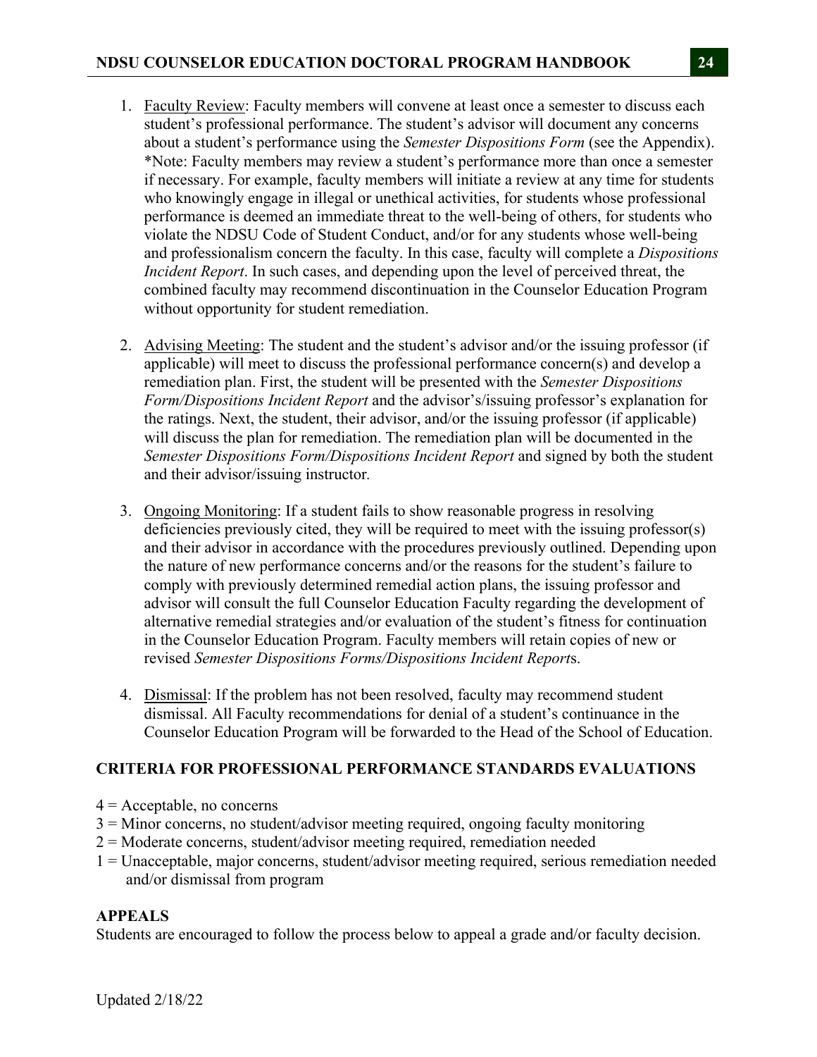1. Faculty Review: Faculty members will convene at least once a semester to discuss each student's professional performance. The student's advisor will document any concerns about a student's performance using the *Semester Dispositions Form* (see the Appendix). *Note: Faculty members may review a student's performance more than once a semester if necessary. For example, faculty members will initiate a review at any time for students who knowingly engage in illegal or unethical activities, for students whose professional performance is deemed an immediate threat to the well-being of others, for students who violate the NDSU Code of Student Conduct, and/or for any students whose well-being and professionalism concern the faculty. In this case, faculty will complete a *Dispositions Incident Report*. In such cases, and depending upon the level of perceived threat, the combined faculty may recommend discontinuation in the Counselor Education Program without opportunity for student remediation.

2. Advising Meeting: The student and the student's advisor and/or the issuing professor (if applicable) will meet to discuss the professional performance concern(s) and develop a remediation plan. First, the student will be presented with the *Semester Dispositions Form/Dispositions Incident Report* and the advisor's/issuing professor's explanation for the ratings. Next, the student, their advisor, and/or the issuing professor (if applicable) will discuss the plan for remediation. The remediation plan will be documented in the *Semester Dispositions Form/Dispositions Incident Report* and signed by both the student and their advisor/issuing instructor.

3. Ongoing Monitoring: If a student fails to show reasonable progress in resolving deficiencies previously cited, they will be required to meet with the issuing professor(s) and their advisor in accordance with the procedures previously outlined. Depending upon the nature of new performance concerns and/or the reasons for the student's failure to comply with previously determined remedial action plans, the issuing professor and advisor will consult the full Counselor Education Faculty regarding the development of alternative remedial strategies and/or evaluation of the student's fitness for continuation in the Counselor Education Program. Faculty members will retain copies of new or revised *Semester Dispositions Forms/Dispositions Incident Report*s.

4. Dismissal: If the problem has not been resolved, faculty may recommend student dismissal. All Faculty recommendations for denial of a student's continuance in the Counselor Education Program will be forwarded to the Head of the School of Education.

## CRITERIA FOR PROFESSIONAL PERFORMANCE STANDARDS EVALUATIONS

4 = Acceptable, no concerns
3 = Minor concerns, no student/advisor meeting required, ongoing faculty monitoring
2 = Moderate concerns, student/advisor meeting required, remediation needed
1 = Unacceptable, major concerns, student/advisor meeting required, serious remediation needed and/or dismissal from program

## APPEALS

Students are encouraged to follow the process below to appeal a grade and/or faculty decision.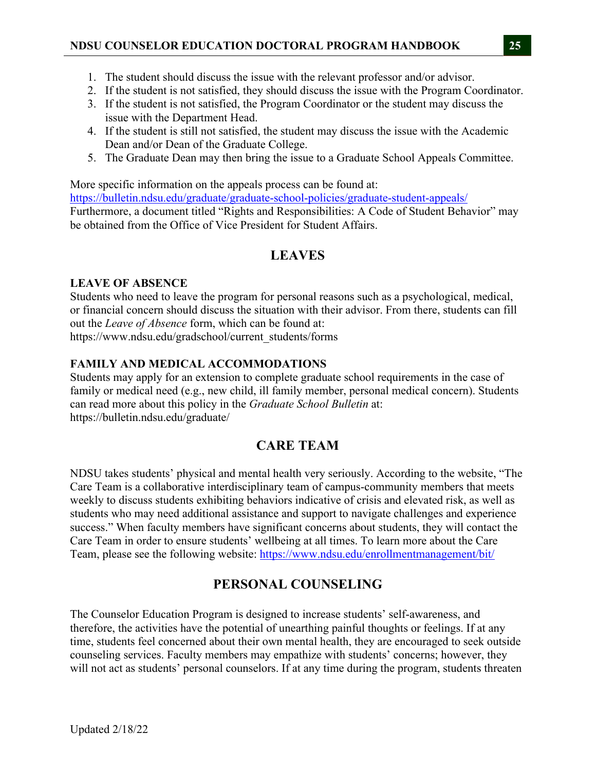1. The student should discuss the issue with the relevant professor and/or advisor.
2. If the student is not satisfied, they should discuss the issue with the Program Coordinator.
3. If the student is not satisfied, the Program Coordinator or the student may discuss the issue with the Department Head.
4. If the student is still not satisfied, the student may discuss the issue with the Academic Dean and/or Dean of the Graduate College.
5. The Graduate Dean may then bring the issue to a Graduate School Appeals Committee.

More specific information on the appeals process can be found at:
https://bulletin.ndsu.edu/graduate/graduate-school-policies/graduate-student-appeals/
Furthermore, a document titled "Rights and Responsibilities: A Code of Student Behavior" may be obtained from the Office of Vice President for Student Affairs.

## LEAVES

### LEAVE OF ABSENCE

Students who need to leave the program for personal reasons such as a psychological, medical, or financial concern should discuss the situation with their advisor. From there, students can fill out the *Leave of Absence* form, which can be found at:
https://www.ndsu.edu/gradschool/current_students/forms

### FAMILY AND MEDICAL ACCOMMODATIONS

Students may apply for an extension to complete graduate school requirements in the case of family or medical need (e.g., new child, ill family member, personal medical concern). Students can read more about this policy in the *Graduate School Bulletin* at:
https://bulletin.ndsu.edu/graduate/

## CARE TEAM

NDSU takes students' physical and mental health very seriously. According to the website, "The Care Team is a collaborative interdisciplinary team of campus-community members that meets weekly to discuss students exhibiting behaviors indicative of crisis and elevated risk, as well as students who may need additional assistance and support to navigate challenges and experience success." When faculty members have significant concerns about students, they will contact the Care Team in order to ensure students' wellbeing at all times. To learn more about the Care Team, please see the following website: https://www.ndsu.edu/enrollmentmanagement/bit/

## PERSONAL COUNSELING

The Counselor Education Program is designed to increase students' self-awareness, and therefore, the activities have the potential of unearthing painful thoughts or feelings. If at any time, students feel concerned about their own mental health, they are encouraged to seek outside counseling services. Faculty members may empathize with students' concerns; however, they will not act as students' personal counselors. If at any time during the program, students threaten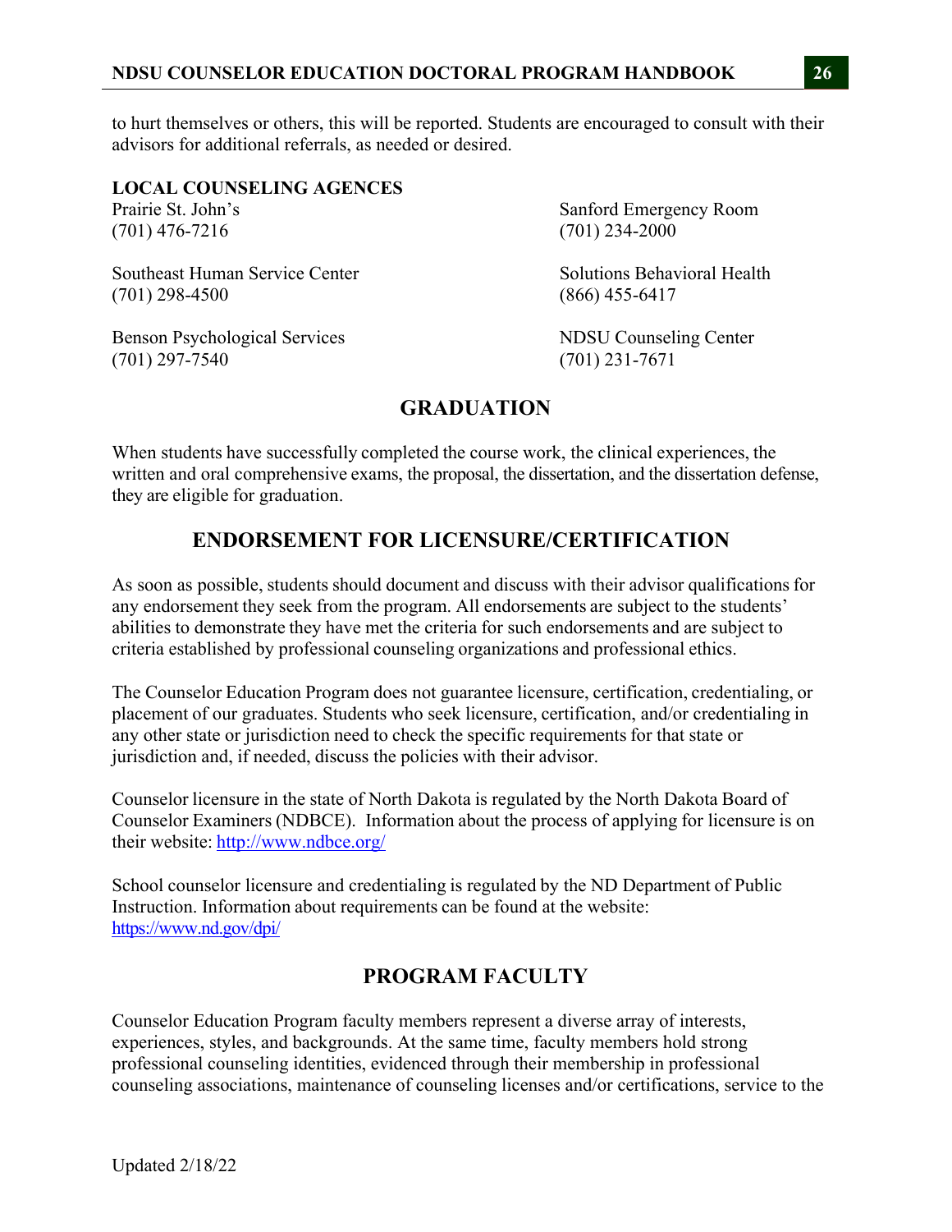to hurt themselves or others, this will be reported. Students are encouraged to consult with their advisors for additional referrals, as needed or desired.

**LOCAL COUNSELING AGENCES**

Prairie St. John's
(701) 476-7216

Sanford Emergency Room
(701) 234-2000

Southeast Human Service Center
(701) 298-4500

Solutions Behavioral Health
(866) 455-6417

Benson Psychological Services
(701) 297-7540

NDSU Counseling Center
(701) 231-7671

## GRADUATION

When students have successfully completed the course work, the clinical experiences, the written and oral comprehensive exams, the proposal, the dissertation, and the dissertation defense, they are eligible for graduation.

## ENDORSEMENT FOR LICENSURE/CERTIFICATION

As soon as possible, students should document and discuss with their advisor qualifications for any endorsement they seek from the program. All endorsements are subject to the students' abilities to demonstrate they have met the criteria for such endorsements and are subject to criteria established by professional counseling organizations and professional ethics.

The Counselor Education Program does not guarantee licensure, certification, credentialing, or placement of our graduates. Students who seek licensure, certification, and/or credentialing in any other state or jurisdiction need to check the specific requirements for that state or jurisdiction and, if needed, discuss the policies with their advisor.

Counselor licensure in the state of North Dakota is regulated by the North Dakota Board of Counselor Examiners (NDBCE). Information about the process of applying for licensure is on their website: http://www.ndbce.org/

School counselor licensure and credentialing is regulated by the ND Department of Public Instruction. Information about requirements can be found at the website: https://www.nd.gov/dpi/

## PROGRAM FACULTY

Counselor Education Program faculty members represent a diverse array of interests, experiences, styles, and backgrounds. At the same time, faculty members hold strong professional counseling identities, evidenced through their membership in professional counseling associations, maintenance of counseling licenses and/or certifications, service to the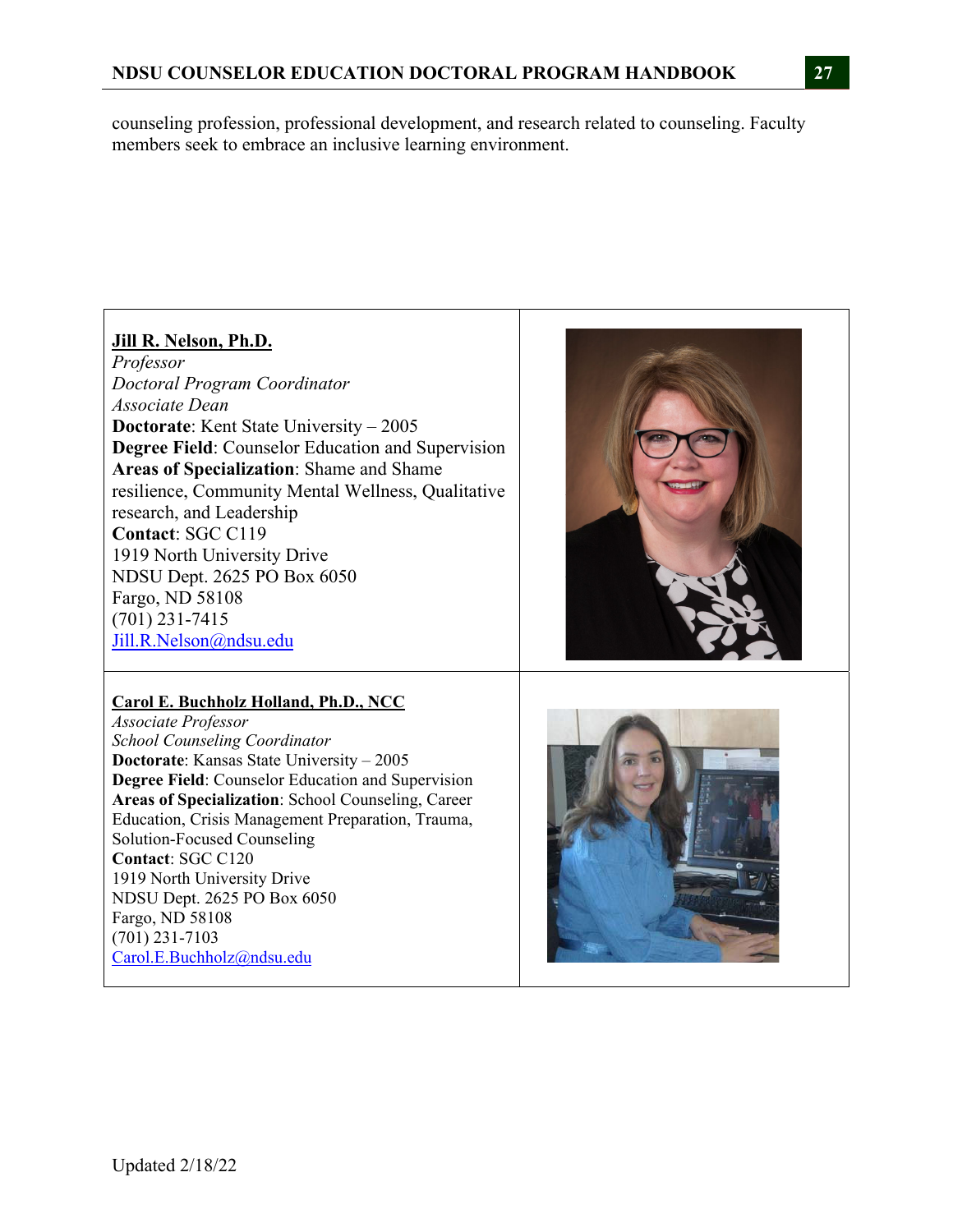counseling profession, professional development, and research related to counseling. Faculty members seek to embrace an inclusive learning environment.

**Jill R. Nelson, Ph.D.**
*Professor*
*Doctoral Program Coordinator*
*Associate Dean*
**Doctorate**: Kent State University – 2005
**Degree Field**: Counselor Education and Supervision
**Areas of Specialization**: Shame and Shame resilience, Community Mental Wellness, Qualitative research, and Leadership
**Contact**: SGC C119
1919 North University Drive
NDSU Dept. 2625 PO Box 6050
Fargo, ND 58108
(701) 231-7415
Jill.R.Nelson@ndsu.edu

**Carol E. Buchholz Holland, Ph.D., NCC**
*Associate Professor*
*School Counseling Coordinator*
**Doctorate**: Kansas State University – 2005
**Degree Field**: Counselor Education and Supervision
**Areas of Specialization**: School Counseling, Career Education, Crisis Management Preparation, Trauma, Solution-Focused Counseling
**Contact**: SGC C120
1919 North University Drive
NDSU Dept. 2625 PO Box 6050
Fargo, ND 58108
(701) 231-7103
Carol.E.Buchholz@ndsu.edu

Updated 2/18/22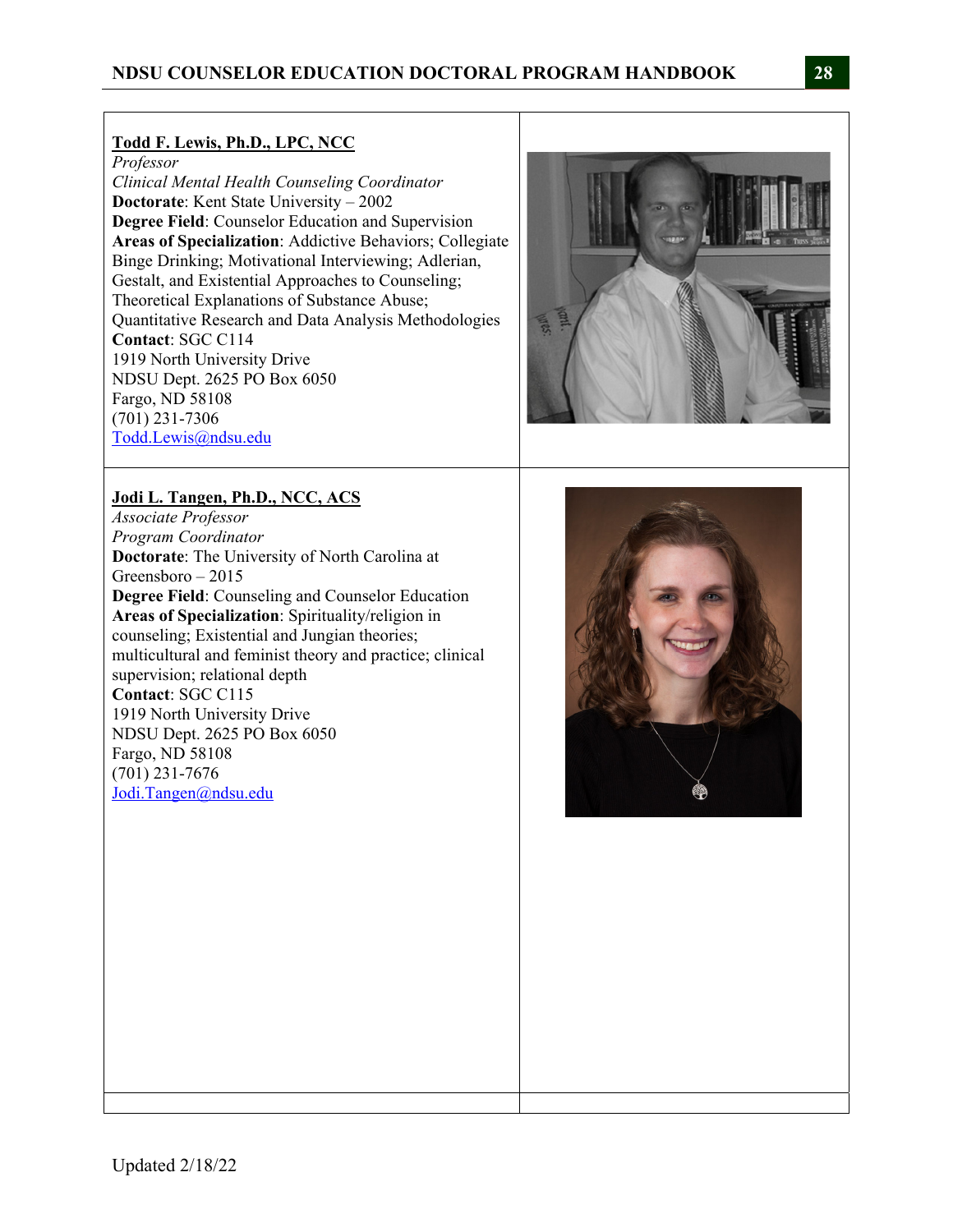**Todd F. Lewis, Ph.D., LPC, NCC**
*Professor*
*Clinical Mental Health Counseling Coordinator*
**Doctorate**: Kent State University – 2002
**Degree Field**: Counselor Education and Supervision
**Areas of Specialization**: Addictive Behaviors; Collegiate Binge Drinking; Motivational Interviewing; Adlerian, Gestalt, and Existential Approaches to Counseling; Theoretical Explanations of Substance Abuse; Quantitative Research and Data Analysis Methodologies
**Contact**: SGC C114
1919 North University Drive
NDSU Dept. 2625 PO Box 6050
Fargo, ND 58108
(701) 231-7306
Todd.Lewis@ndsu.edu

**Jodi L. Tangen, Ph.D., NCC, ACS**
*Associate Professor*
*Program Coordinator*
**Doctorate**: The University of North Carolina at Greensboro – 2015
**Degree Field**: Counseling and Counselor Education
**Areas of Specialization**: Spirituality/religion in counseling; Existential and Jungian theories; multicultural and feminist theory and practice; clinical supervision; relational depth
**Contact**: SGC C115
1919 North University Drive
NDSU Dept. 2625 PO Box 6050
Fargo, ND 58108
(701) 231-7676
Jodi.Tangen@ndsu.edu

Updated 2/18/22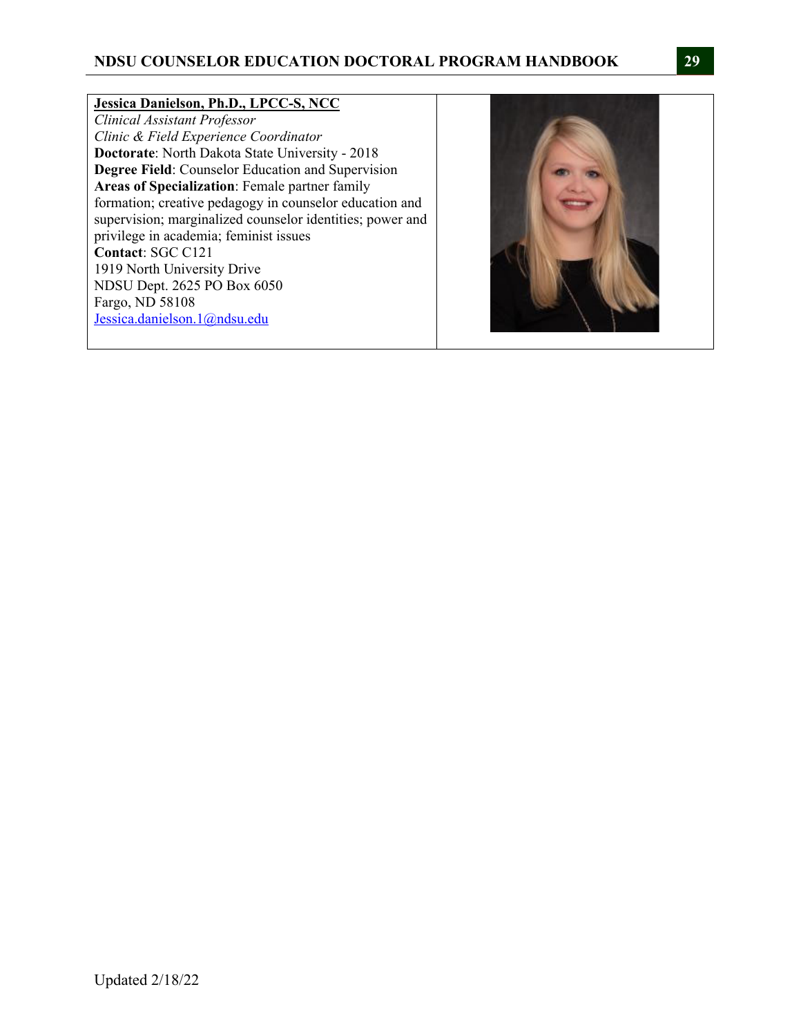**Jessica Danielson, Ph.D., LPCC-S, NCC**
*Clinical Assistant Professor*
*Clinic & Field Experience Coordinator*
**Doctorate**: North Dakota State University - 2018
**Degree Field**: Counselor Education and Supervision
**Areas of Specialization**: Female partner family formation; creative pedagogy in counselor education and supervision; marginalized counselor identities; power and privilege in academia; feminist issues
**Contact**: SGC C121
1919 North University Drive
NDSU Dept. 2625 PO Box 6050
Fargo, ND 58108
Jessica.danielson.1@ndsu.edu

Updated 2/18/22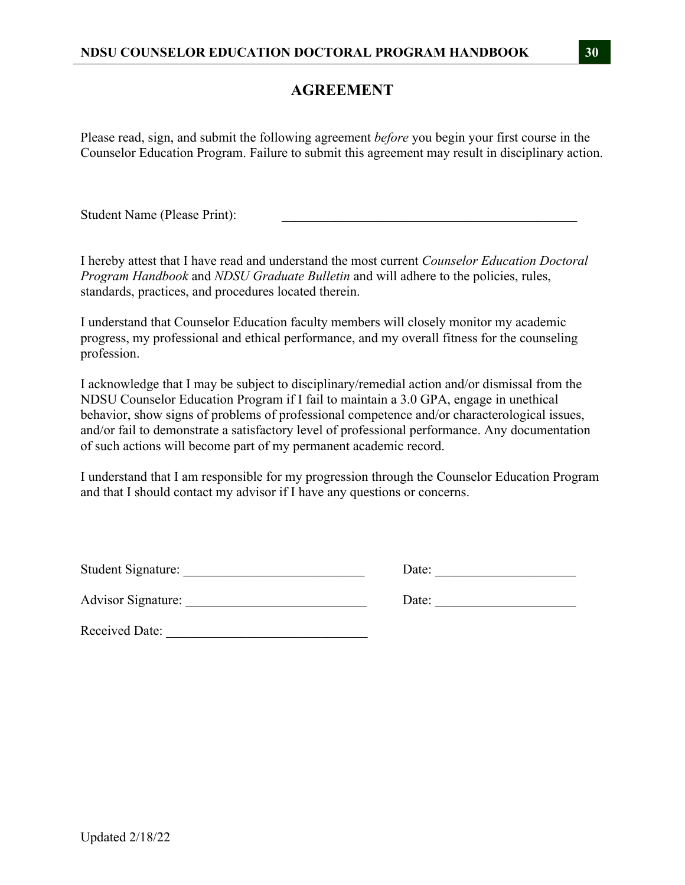# AGREEMENT

Please read, sign, and submit the following agreement *before* you begin your first course in the Counselor Education Program. Failure to submit this agreement may result in disciplinary action.

Student Name (Please Print): ______________________________________________

I hereby attest that I have read and understand the most current *Counselor Education Doctoral Program Handbook* and *NDSU Graduate Bulletin* and will adhere to the policies, rules, standards, practices, and procedures located therein.

I understand that Counselor Education faculty members will closely monitor my academic progress, my professional and ethical performance, and my overall fitness for the counseling profession.

I acknowledge that I may be subject to disciplinary/remedial action and/or dismissal from the NDSU Counselor Education Program if I fail to maintain a 3.0 GPA, engage in unethical behavior, show signs of problems of professional competence and/or characterological issues, and/or fail to demonstrate a satisfactory level of professional performance. Any documentation of such actions will become part of my permanent academic record.

I understand that I am responsible for my progression through the Counselor Education Program and that I should contact my advisor if I have any questions or concerns.

Student Signature: ___________________________ Date: _____________________

Advisor Signature: ___________________________ Date: _____________________

Received Date: ______________________________

Updated 2/18/22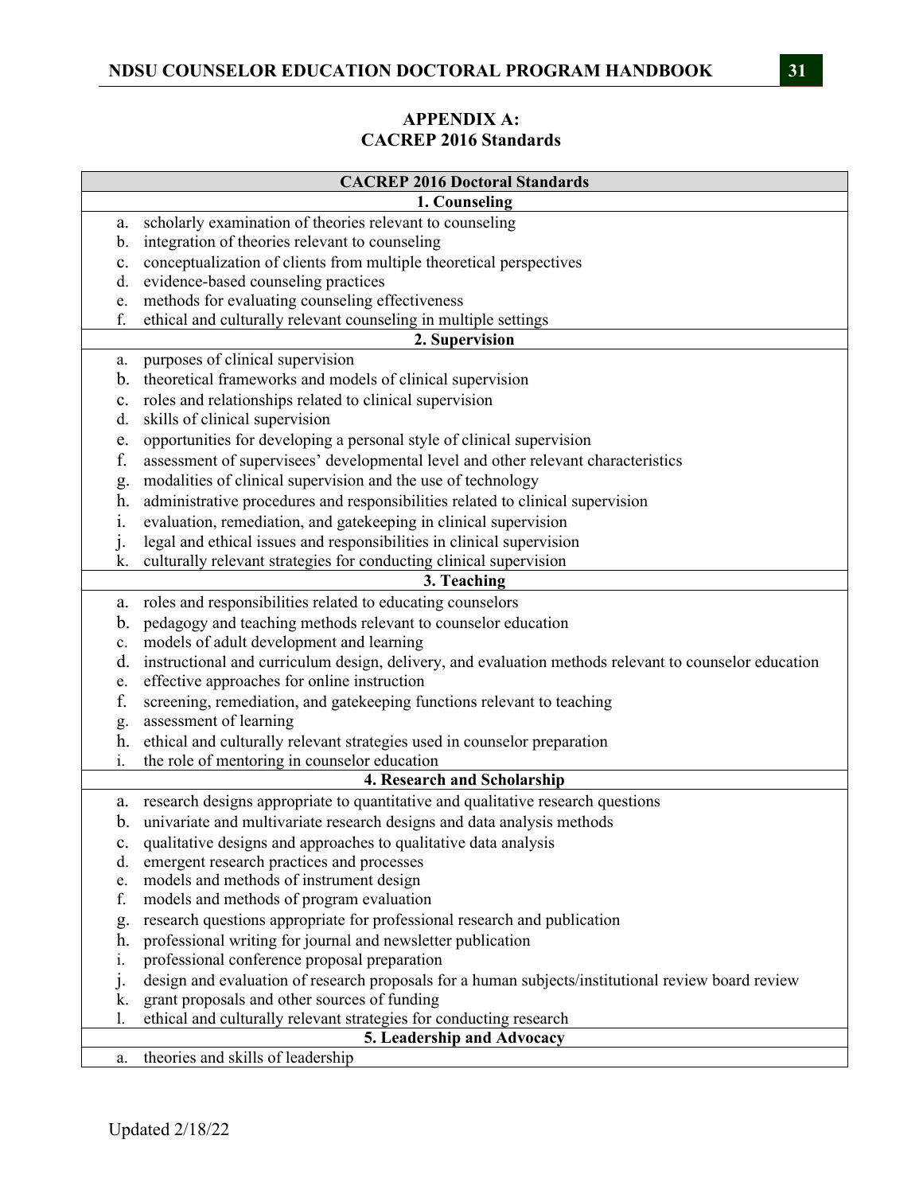## APPENDIX A:
## CACREP 2016 Standards

| CACREP 2016 Doctoral Standards |
|---|
| **1. Counseling** |
| a. scholarly examination of theories relevant to counseling |
| b. integration of theories relevant to counseling |
| c. conceptualization of clients from multiple theoretical perspectives |
| d. evidence-based counseling practices |
| e. methods for evaluating counseling effectiveness |
| f. ethical and culturally relevant counseling in multiple settings |
| **2. Supervision** |
| a. purposes of clinical supervision |
| b. theoretical frameworks and models of clinical supervision |
| c. roles and relationships related to clinical supervision |
| d. skills of clinical supervision |
| e. opportunities for developing a personal style of clinical supervision |
| f. assessment of supervisees' developmental level and other relevant characteristics |
| g. modalities of clinical supervision and the use of technology |
| h. administrative procedures and responsibilities related to clinical supervision |
| i. evaluation, remediation, and gatekeeping in clinical supervision |
| j. legal and ethical issues and responsibilities in clinical supervision |
| k. culturally relevant strategies for conducting clinical supervision |
| **3. Teaching** |
| a. roles and responsibilities related to educating counselors |
| b. pedagogy and teaching methods relevant to counselor education |
| c. models of adult development and learning |
| d. instructional and curriculum design, delivery, and evaluation methods relevant to counselor education |
| e. effective approaches for online instruction |
| f. screening, remediation, and gatekeeping functions relevant to teaching |
| g. assessment of learning |
| h. ethical and culturally relevant strategies used in counselor preparation |
| i. the role of mentoring in counselor education |
| **4. Research and Scholarship** |
| a. research designs appropriate to quantitative and qualitative research questions |
| b. univariate and multivariate research designs and data analysis methods |
| c. qualitative designs and approaches to qualitative data analysis |
| d. emergent research practices and processes |
| e. models and methods of instrument design |
| f. models and methods of program evaluation |
| g. research questions appropriate for professional research and publication |
| h. professional writing for journal and newsletter publication |
| i. professional conference proposal preparation |
| j. design and evaluation of research proposals for a human subjects/institutional review board review |
| k. grant proposals and other sources of funding |
| l. ethical and culturally relevant strategies for conducting research |
| **5. Leadership and Advocacy** |
| a. theories and skills of leadership |

Updated 2/18/22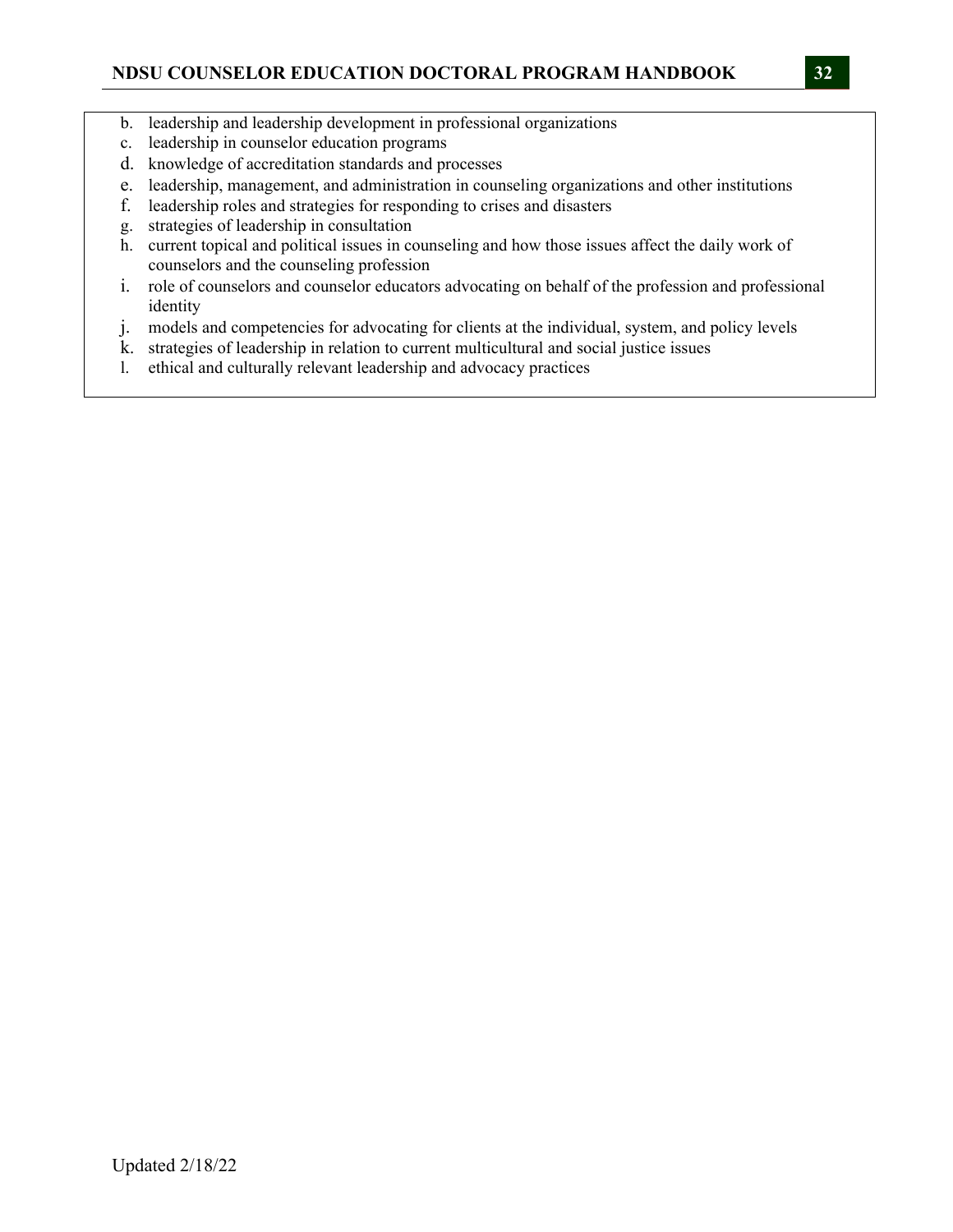b. leadership and leadership development in professional organizations
c. leadership in counselor education programs
d. knowledge of accreditation standards and processes
e. leadership, management, and administration in counseling organizations and other institutions
f. leadership roles and strategies for responding to crises and disasters
g. strategies of leadership in consultation
h. current topical and political issues in counseling and how those issues affect the daily work of counselors and the counseling profession
i. role of counselors and counselor educators advocating on behalf of the profession and professional identity
j. models and competencies for advocating for clients at the individual, system, and policy levels
k. strategies of leadership in relation to current multicultural and social justice issues
l. ethical and culturally relevant leadership and advocacy practices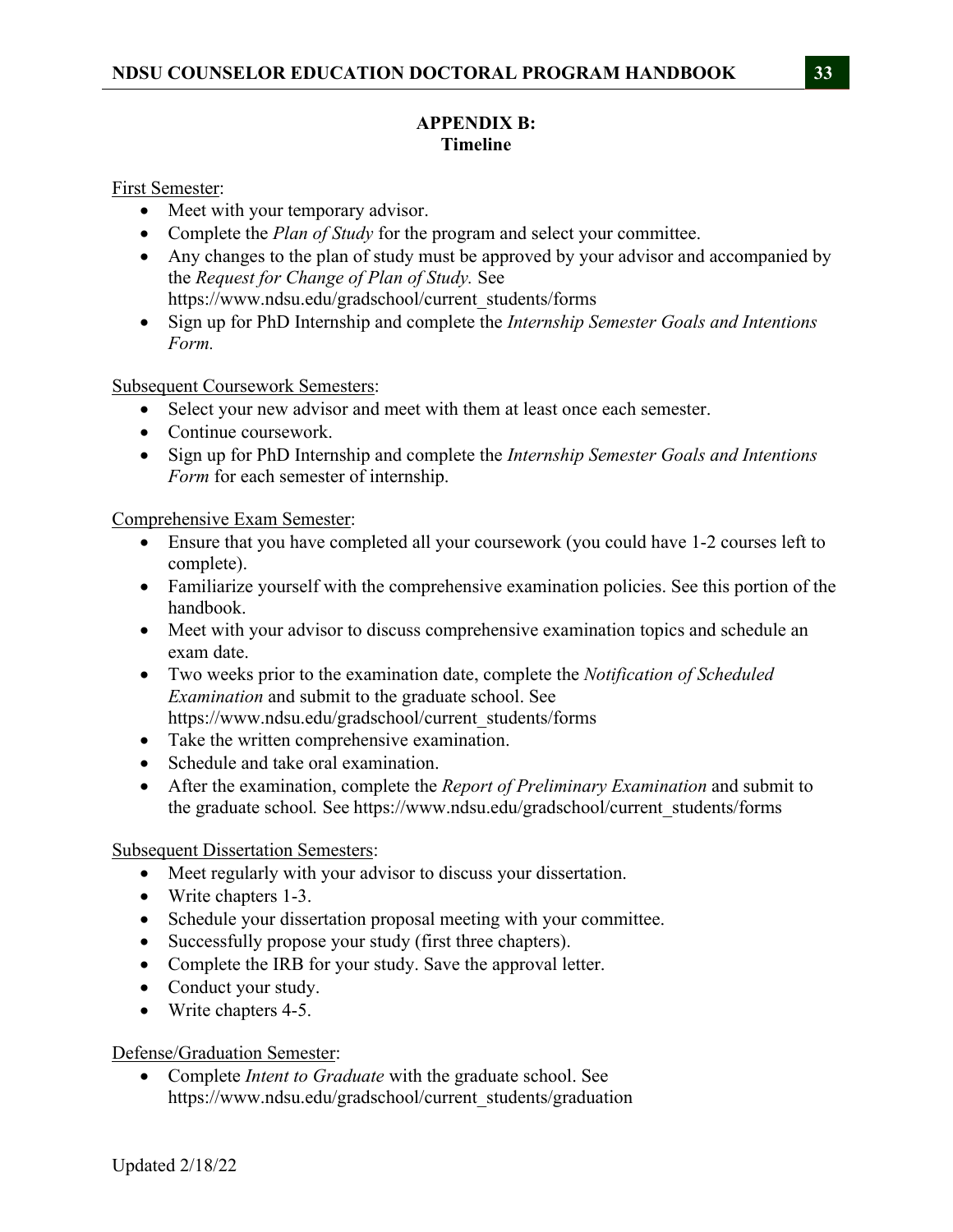## APPENDIX B:
## Timeline

First Semester:

- Meet with your temporary advisor.
- Complete the *Plan of Study* for the program and select your committee.
- Any changes to the plan of study must be approved by your advisor and accompanied by the *Request for Change of Plan of Study.* See https://www.ndsu.edu/gradschool/current_students/forms
- Sign up for PhD Internship and complete the *Internship Semester Goals and Intentions Form.*

Subsequent Coursework Semesters:

- Select your new advisor and meet with them at least once each semester.
- Continue coursework.
- Sign up for PhD Internship and complete the *Internship Semester Goals and Intentions Form* for each semester of internship.

Comprehensive Exam Semester:

- Ensure that you have completed all your coursework (you could have 1-2 courses left to complete).
- Familiarize yourself with the comprehensive examination policies. See this portion of the handbook.
- Meet with your advisor to discuss comprehensive examination topics and schedule an exam date.
- Two weeks prior to the examination date, complete the *Notification of Scheduled Examination* and submit to the graduate school. See https://www.ndsu.edu/gradschool/current_students/forms
- Take the written comprehensive examination.
- Schedule and take oral examination.
- After the examination, complete the *Report of Preliminary Examination* and submit to the graduate school*.* See https://www.ndsu.edu/gradschool/current_students/forms

Subsequent Dissertation Semesters:

- Meet regularly with your advisor to discuss your dissertation.
- Write chapters 1-3.
- Schedule your dissertation proposal meeting with your committee.
- Successfully propose your study (first three chapters).
- Complete the IRB for your study. Save the approval letter.
- Conduct your study.
- Write chapters 4-5.

Defense/Graduation Semester:

- Complete *Intent to Graduate* with the graduate school. See https://www.ndsu.edu/gradschool/current_students/graduation

Updated 2/18/22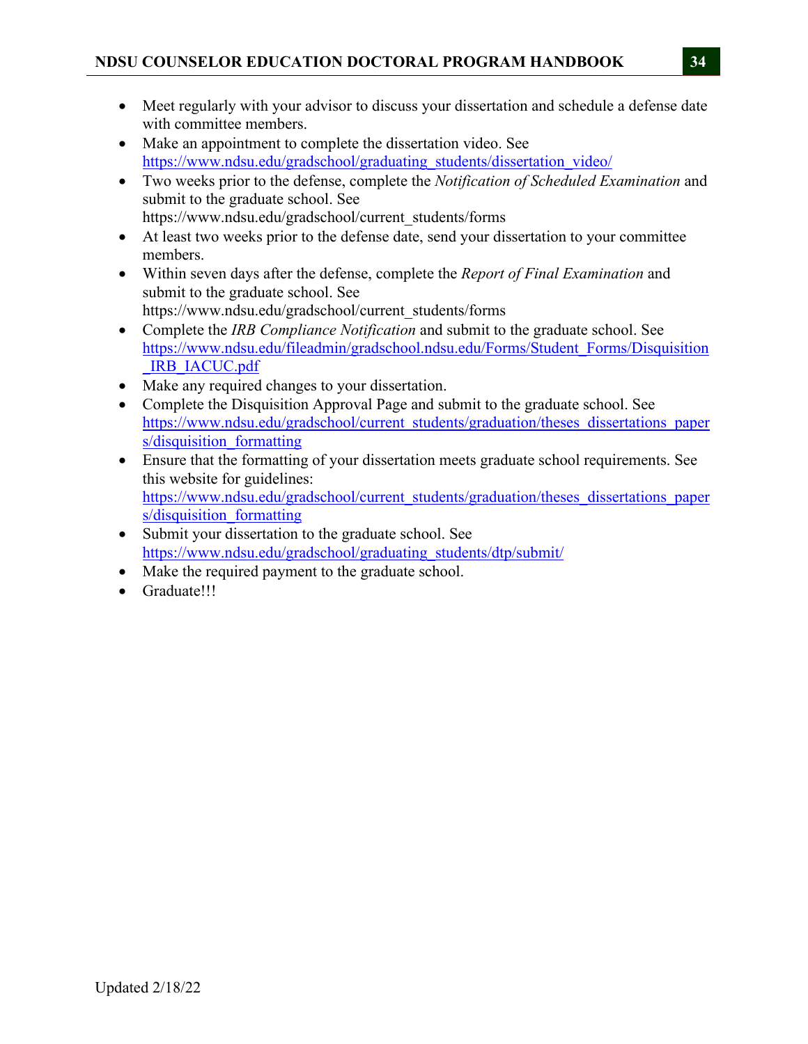- Meet regularly with your advisor to discuss your dissertation and schedule a defense date with committee members.
- Make an appointment to complete the dissertation video. See https://www.ndsu.edu/gradschool/graduating_students/dissertation_video/
- Two weeks prior to the defense, complete the *Notification of Scheduled Examination* and submit to the graduate school. See https://www.ndsu.edu/gradschool/current_students/forms
- At least two weeks prior to the defense date, send your dissertation to your committee members.
- Within seven days after the defense, complete the *Report of Final Examination* and submit to the graduate school. See https://www.ndsu.edu/gradschool/current_students/forms
- Complete the *IRB Compliance Notification* and submit to the graduate school. See https://www.ndsu.edu/fileadmin/gradschool.ndsu.edu/Forms/Student_Forms/Disquisition_IRB_IACUC.pdf
- Make any required changes to your dissertation.
- Complete the Disquisition Approval Page and submit to the graduate school. See https://www.ndsu.edu/gradschool/current_students/graduation/theses_dissertations_papers/disquisition_formatting
- Ensure that the formatting of your dissertation meets graduate school requirements. See this website for guidelines: https://www.ndsu.edu/gradschool/current_students/graduation/theses_dissertations_papers/disquisition_formatting
- Submit your dissertation to the graduate school. See https://www.ndsu.edu/gradschool/graduating_students/dtp/submit/
- Make the required payment to the graduate school.
- Graduate!!!

Updated 2/18/22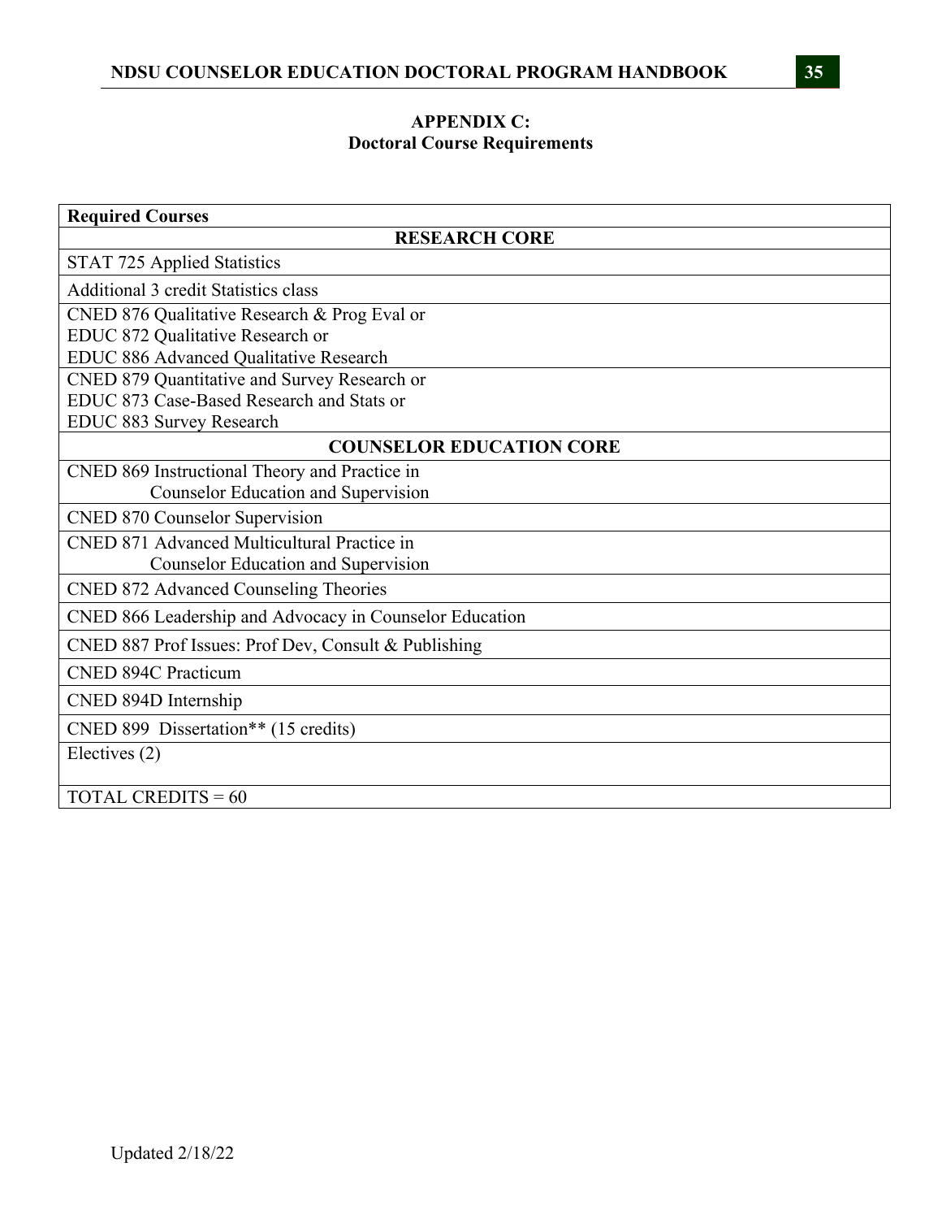## APPENDIX C:
## Doctoral Course Requirements

| Required Courses |
|---|
| **RESEARCH CORE** |
| STAT 725 Applied Statistics |
| Additional 3 credit Statistics class |
| CNED 876 Qualitative Research & Prog Eval or<br>EDUC 872 Qualitative Research or<br>EDUC 886 Advanced Qualitative Research |
| CNED 879 Quantitative and Survey Research or<br>EDUC 873 Case-Based Research and Stats or<br>EDUC 883 Survey Research |
| **COUNSELOR EDUCATION CORE** |
| CNED 869 Instructional Theory and Practice in Counselor Education and Supervision |
| CNED 870 Counselor Supervision |
| CNED 871 Advanced Multicultural Practice in Counselor Education and Supervision |
| CNED 872 Advanced Counseling Theories |
| CNED 866 Leadership and Advocacy in Counselor Education |
| CNED 887 Prof Issues: Prof Dev, Consult & Publishing |
| CNED 894C Practicum |
| CNED 894D Internship |
| CNED 899 Dissertation** (15 credits) |
| Electives (2) |
| TOTAL CREDITS = 60 |

Updated 2/18/22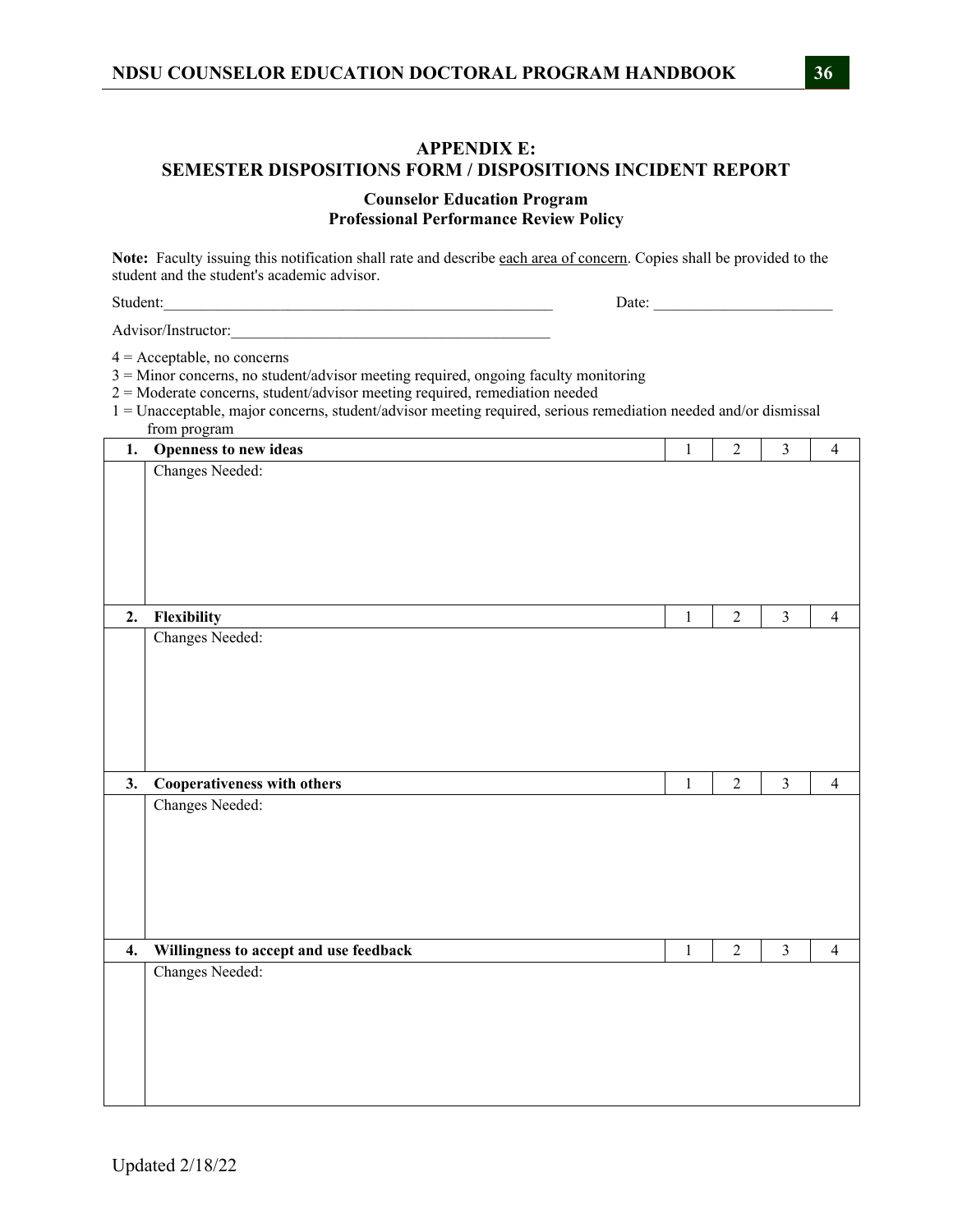## APPENDIX E:
## SEMESTER DISPOSITIONS FORM / DISPOSITIONS INCIDENT REPORT

### Counselor Education Program
### Professional Performance Review Policy

**Note:** Faculty issuing this notification shall rate and describe each area of concern. Copies shall be provided to the student and the student's academic advisor.

Student:_____________________________________________________ Date: _______________________

Advisor/Instructor:_________________________________________

4 = Acceptable, no concerns
3 = Minor concerns, no student/advisor meeting required, ongoing faculty monitoring
2 = Moderate concerns, student/advisor meeting required, remediation needed
1 = Unacceptable, major concerns, student/advisor meeting required, serious remediation needed and/or dismissal from program

| | | | | | |
|---|---|---|---|---|---|
| **1.** | **Openness to new ideas** | 1 | 2 | 3 | 4 |
| | Changes Needed: | | | | |
| **2.** | **Flexibility** | 1 | 2 | 3 | 4 |
| | Changes Needed: | | | | |
| **3.** | **Cooperativeness with others** | 1 | 2 | 3 | 4 |
| | Changes Needed: | | | | |
| **4.** | **Willingness to accept and use feedback** | 1 | 2 | 3 | 4 |
| | Changes Needed: | | | | |

Updated 2/18/22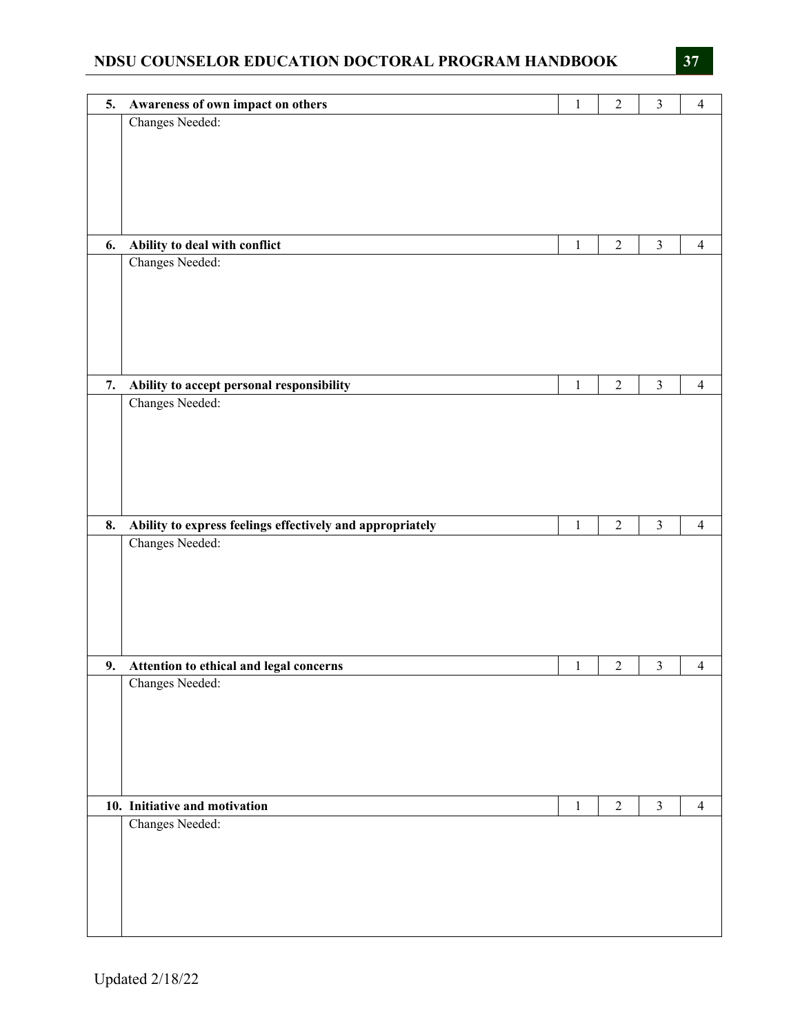| | | | | | |
|---|---|---|---|---|---|
| **5.** | **Awareness of own impact on others** | 1 | 2 | 3 | 4 |
| | Changes Needed: | | | | |
| **6.** | **Ability to deal with conflict** | 1 | 2 | 3 | 4 |
| | Changes Needed: | | | | |
| **7.** | **Ability to accept personal responsibility** | 1 | 2 | 3 | 4 |
| | Changes Needed: | | | | |
| **8.** | **Ability to express feelings effectively and appropriately** | 1 | 2 | 3 | 4 |
| | Changes Needed: | | | | |
| **9.** | **Attention to ethical and legal concerns** | 1 | 2 | 3 | 4 |
| | Changes Needed: | | | | |
| **10.** | **Initiative and motivation** | 1 | 2 | 3 | 4 |
| | Changes Needed: | | | | |

Updated 2/18/22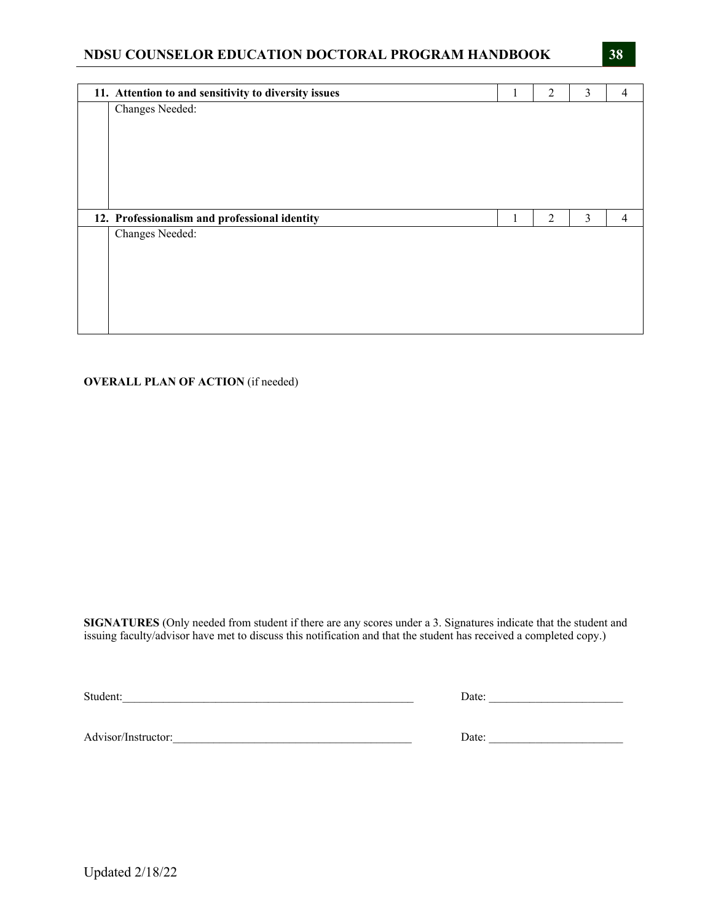| 11. Attention to and sensitivity to diversity issues | 1 | 2 | 3 | 4 |
|---|---|---|---|---|
| Changes Needed: | | | | |

| 12. Professionalism and professional identity | 1 | 2 | 3 | 4 |
|---|---|---|---|---|
| Changes Needed: | | | | |

**OVERALL PLAN OF ACTION** (if needed)

**SIGNATURES** (Only needed from student if there are any scores under a 3. Signatures indicate that the student and issuing faculty/advisor have met to discuss this notification and that the student has received a completed copy.)

Student:___________________________________________________ Date: ______________________

Advisor/Instructor:_________________________________________ Date: ______________________

Updated 2/18/22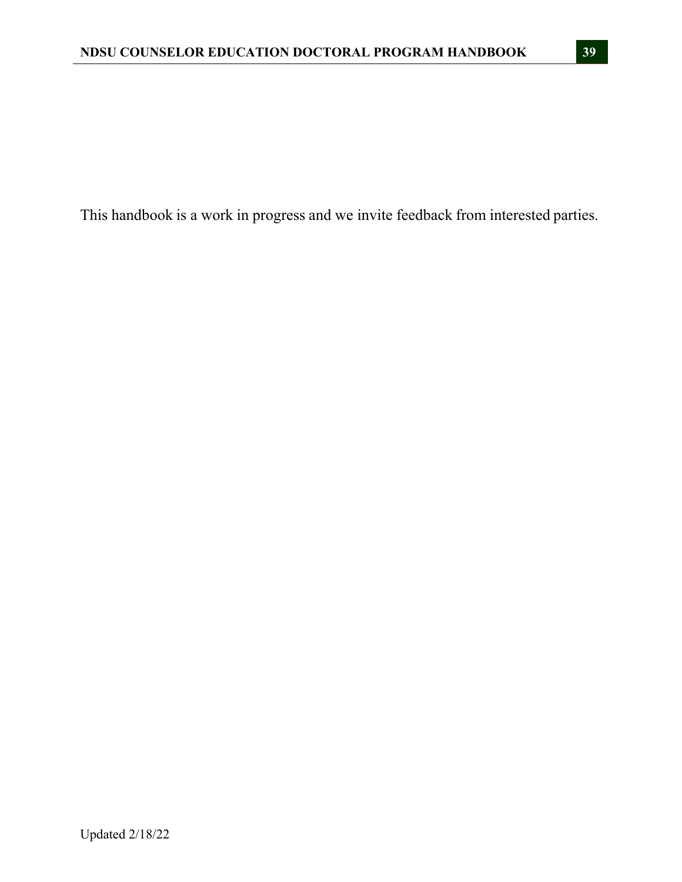This handbook is a work in progress and we invite feedback from interested parties.

Updated 2/18/22